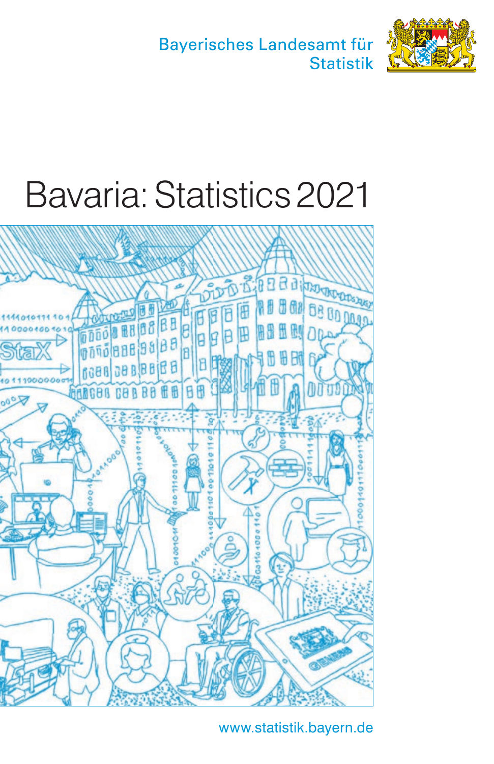Bayerisches Landesamt für Statistik

# Bavaria: Statistics 2021

www.statistik.bayern.de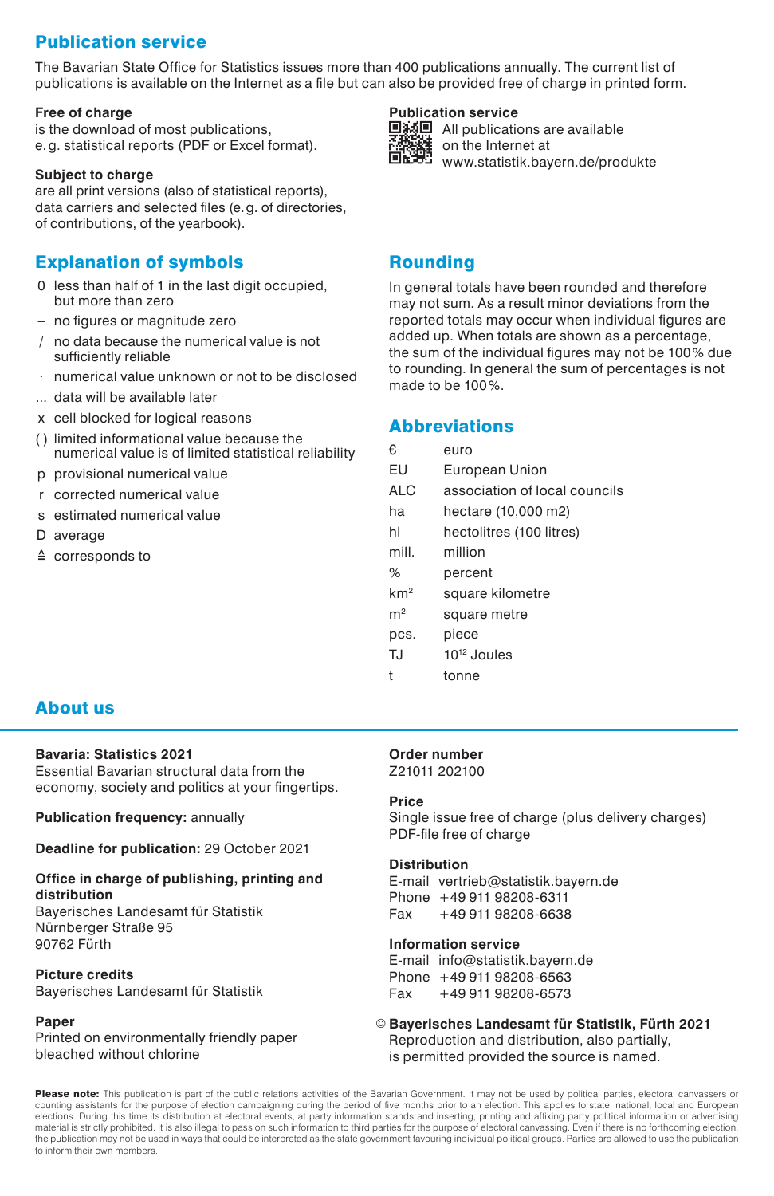## Publication service

The Bavarian State Office for Statistics issues more than 400 publications annually. The current list of publications is available on the Internet as a file but can also be provided free of charge in printed form.

**Free of charge**
is the download of most publications, e.g. statistical reports (PDF or Excel format).

**Subject to charge**
are all print versions (also of statistical reports), data carriers and selected files (e.g. of directories, of contributions, of the yearbook).

**Publication service**
All publications are available on the Internet at www.statistik.bayern.de/produkte

## Explanation of symbols

- 0 less than half of 1 in the last digit occupied, but more than zero
- – no figures or magnitude zero
- / no data because the numerical value is not sufficiently reliable
- · numerical value unknown or not to be disclosed
- ... data will be available later
- x cell blocked for logical reasons
- ( ) limited informational value because the numerical value is of limited statistical reliability
- p provisional numerical value
- r corrected numerical value
- s estimated numerical value
- D average
- ≙ corresponds to

## Rounding

In general totals have been rounded and therefore may not sum. As a result minor deviations from the reported totals may occur when individual figures are added up. When totals are shown as a percentage, the sum of the individual figures may not be 100% due to rounding. In general the sum of percentages is not made to be 100%.

## Abbreviations

| | |
|---|---|
| € | euro |
| EU | European Union |
| ALC | association of local councils |
| ha | hectare (10,000 m2) |
| hl | hectolitres (100 litres) |
| mill. | million |
| % | percent |
| $km^2$ | square kilometre |
| $m^2$ | square metre |
| pcs. | piece |
| TJ | $10^{12}$ Joules |
| t | tonne |

## About us

**Bavaria: Statistics 2021**
Essential Bavarian structural data from the economy, society and politics at your fingertips.

**Publication frequency:** annually

**Deadline for publication:** 29 October 2021

**Office in charge of publishing, printing and distribution**
Bayerisches Landesamt für Statistik
Nürnberger Straße 95
90762 Fürth

**Picture credits**
Bayerisches Landesamt für Statistik

**Paper**
Printed on environmentally friendly paper bleached without chlorine

**Order number**
Z21011 202100

**Price**
Single issue free of charge (plus delivery charges)
PDF-file free of charge

**Distribution**
E-mail vertrieb@statistik.bayern.de
Phone +49 911 98208-6311
Fax +49 911 98208-6638

**Information service**
E-mail info@statistik.bayern.de
Phone +49 911 98208-6563
Fax +49 911 98208-6573

**© Bayerisches Landesamt für Statistik, Fürth 2021**
Reproduction and distribution, also partially, is permitted provided the source is named.

**Please note:** This publication is part of the public relations activities of the Bavarian Government. It may not be used by political parties, electoral canvassers or counting assistants for the purpose of election campaigning during the period of five months prior to an election. This applies to state, national, local and European elections. During this time its distribution at electoral events, at party information stands and inserting, printing and affixing party political information or advertising material is strictly prohibited. It is also illegal to pass on such information to third parties for the purpose of electoral canvassing. Even if there is no forthcoming election, the publication may not be used in ways that could be interpreted as the state government favouring individual political groups. Parties are allowed to use the publication to inform their own members.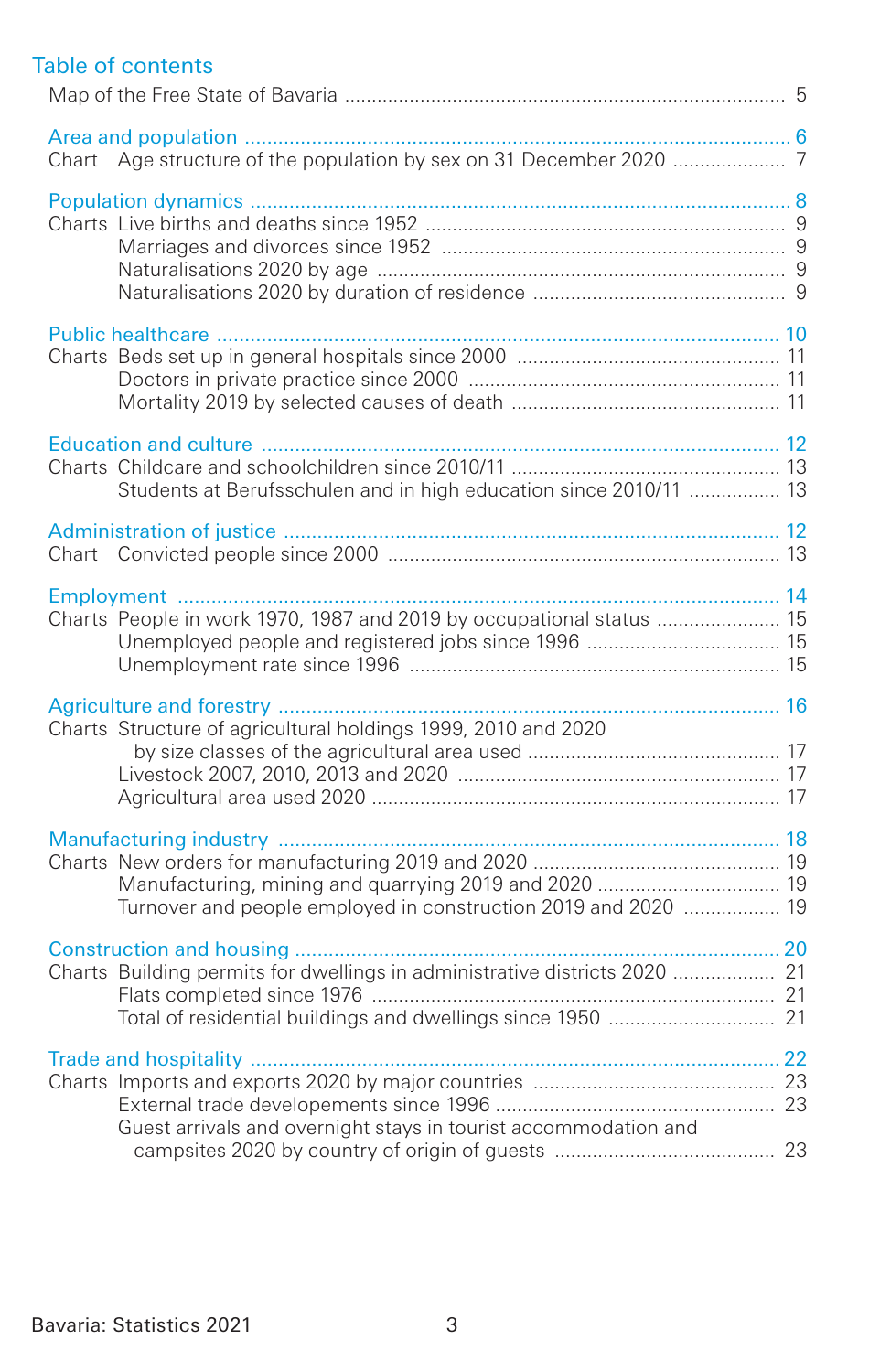# Table of contents

Map of the Free State of Bavaria ............ 5

**Area and population** ............ 6
Chart Age structure of the population by sex on 31 December 2020 ............ 7

**Population dynamics** ............ 8
Charts Live births and deaths since 1952 ............ 9
Marriages and divorces since 1952 ............ 9
Naturalisations 2020 by age ............ 9
Naturalisations 2020 by duration of residence ............ 9

**Public healthcare** ............ 10
Charts Beds set up in general hospitals since 2000 ............ 11
Doctors in private practice since 2000 ............ 11
Mortality 2019 by selected causes of death ............ 11

**Education and culture** ............ 12
Charts Childcare and schoolchildren since 2010/11 ............ 13
Students at Berufsschulen and in high education since 2010/11 ............ 13

**Administration of justice** ............ 12
Chart Convicted people since 2000 ............ 13

**Employment** ............ 14
Charts People in work 1970, 1987 and 2019 by occupational status ............ 15
Unemployed people and registered jobs since 1996 ............ 15
Unemployment rate since 1996 ............ 15

**Agriculture and forestry** ............ 16
Charts Structure of agricultural holdings 1999, 2010 and 2020 by size classes of the agricultural area used ............ 17
Livestock 2007, 2010, 2013 and 2020 ............ 17
Agricultural area used 2020 ............ 17

**Manufacturing industry** ............ 18
Charts New orders for manufacturing 2019 and 2020 ............ 19
Manufacturing, mining and quarrying 2019 and 2020 ............ 19
Turnover and people employed in construction 2019 and 2020 ............ 19

**Construction and housing** ............ 20
Charts Building permits for dwellings in administrative districts 2020 ............ 21
Flats completed since 1976 ............ 21
Total of residential buildings and dwellings since 1950 ............ 21

**Trade and hospitality** ............ 22
Charts Imports and exports 2020 by major countries ............ 23
External trade developements since 1996 ............ 23
Guest arrivals and overnight stays in tourist accommodation and campsites 2020 by country of origin of guests ............ 23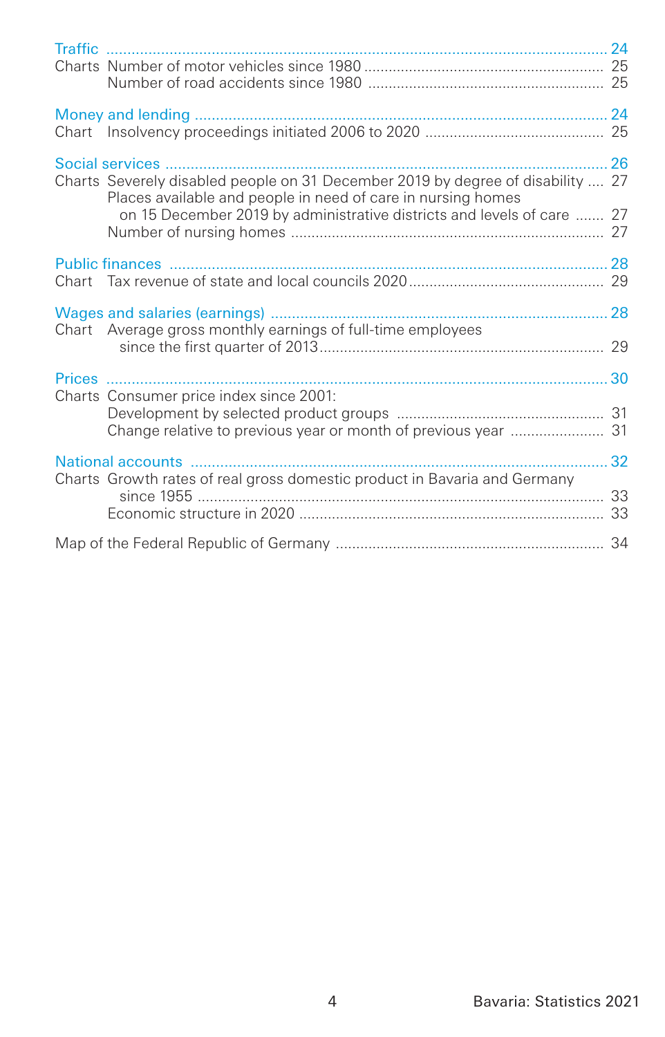Traffic ........................................................................................................ 24
Charts Number of motor vehicles since 1980 ......................................................... 25
Number of road accidents since 1980 ........................................................ 25

Money and lending ................................................................................................ 24
Chart Insolvency proceedings initiated 2006 to 2020 ........................................... 25

Social services ...................................................................................................... 26
Charts Severely disabled people on 31 December 2019 by degree of disability .... 27
Places available and people in need of care in nursing homes
on 15 December 2019 by administrative districts and levels of care ....... 27
Number of nursing homes .......................................................................... 27

Public finances ...................................................................................................... 28
Chart Tax revenue of state and local councils 2020 ............................................... 29

Wages and salaries (earnings) ............................................................................... 28
Chart Average gross monthly earnings of full-time employees
since the first quarter of 2013 .................................................................... 29

Prices .................................................................................................................... 30
Charts Consumer price index since 2001:
Development by selected product groups .................................................. 31
Change relative to previous year or month of previous year ...................... 31

National accounts .................................................................................................. 32
Charts Growth rates of real gross domestic product in Bavaria and Germany
since 1955 .................................................................................................. 33
Economic structure in 2020 ........................................................................ 33

Map of the Federal Republic of Germany ................................................................ 34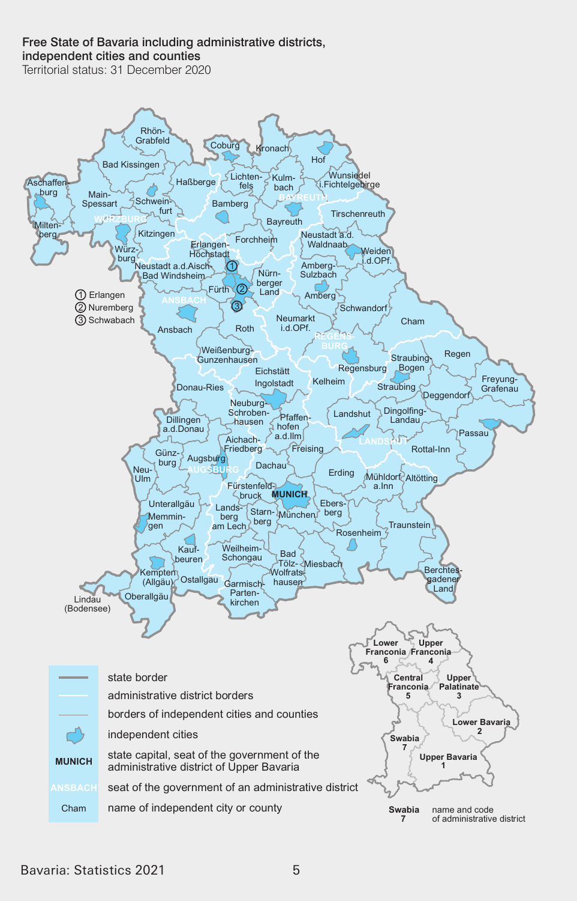**Free State of Bavaria including administrative districts, independent cities and counties**
Territorial status: 31 December 2020

Rhön-Grabfeld, Coburg, Kronach, Hof, Bad Kissingen, Haßberge, Lichtenfels, Kulmbach, Wunsiedel i.Fichtelgebirge, Aschaffenburg, Main-Spessart, Schweinfurt, BAYREUTH, Bamberg, Tirschenreuth, Miltenberg, WÜRZBURG, Kitzingen, Bayreuth, Würzburg, Erlangen-Höchstadt, Forchheim, Neustadt a.d. Waldnaab, Weiden i.d.OPf., Neustadt a.d.Aisch-Bad Windsheim, Amberg-Sulzbach, Fürth, Nürnberger Land, Amberg, ANSBACH, Schwandorf, Ansbach, Roth, Neumarkt i.d.OPf., Cham, REGENSBURG, Weißenburg-Gunzenhausen, Regensburg, Straubing-Bogen, Regen, Eichstätt, Kelheim, Straubing, Freyung-Grafenau, Donau-Ries, Ingolstadt, Deggendorf, Neuburg-Schrobenhausen, Pfaffenhofen a.d.Ilm, Landshut, Dingolfing-Landau, Dillingen a.d.Donau, Aichach-Friedberg, LANDSHUT, Passau, Günzburg, Augsburg, Freising, Rottal-Inn, AUGSBURG, Dachau, Erding, Mühldorf a.Inn, Altötting, Neu-Ulm, Fürstenfeldbruck, MUNICH, Unterallgäu, Landsberg am Lech, Starnberg, München, Ebersberg, Memmingen, Rosenheim, Traunstein, Kaufbeuren, Weilheim-Schongau, Bad Tölz-Wolfratshausen, Miesbach, Kempten (Allgäu), Ostallgäu, Garmisch-Partenkirchen, Berchtesgadener Land, Lindau (Bodensee), Oberallgäu

① Erlangen
② Nuremberg
③ Schwabach

| Name and code of administrative district |
|---|
| Lower Franconia 6 |
| Upper Franconia 4 |
| Central Franconia 5 |
| Upper Palatinate 3 |
| Lower Bavaria 2 |
| Swabia 7 |
| Upper Bavaria 1 |

Legend:
- state border
- administrative district borders
- borders of independent cities and counties
- independent cities
- **MUNICH** – state capital, seat of the government of the administrative district of Upper Bavaria
- ANSBACH – seat of the government of an administrative district
- Cham – name of independent city or county
- Swabia 7 – name and code of administrative district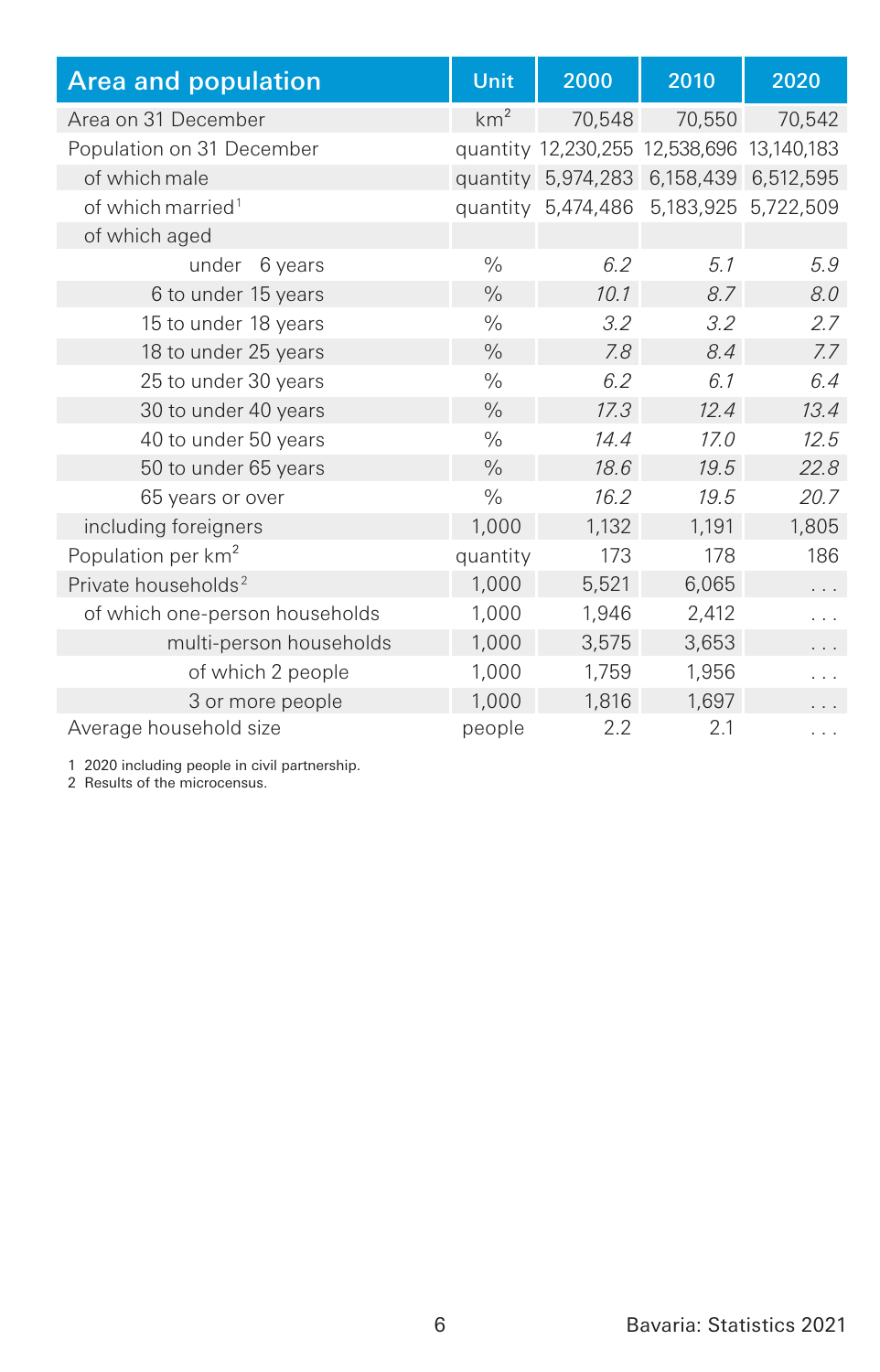| Area and population | Unit | 2000 | 2010 | 2020 |
|---|---|---|---|---|
| Area on 31 December | $km^2$ | 70,548 | 70,550 | 70,542 |
| Population on 31 December | quantity | 12,230,255 | 12,538,696 | 13,140,183 |
| of which male | quantity | 5,974,283 | 6,158,439 | 6,512,595 |
| of which married[1] | quantity | 5,474,486 | 5,183,925 | 5,722,509 |
| of which aged | | | | |
| under 6 years | % | *6.2* | *5.1* | *5.9* |
| 6 to under 15 years | % | *10.1* | *8.7* | *8.0* |
| 15 to under 18 years | % | *3.2* | *3.2* | *2.7* |
| 18 to under 25 years | % | *7.8* | *8.4* | *7.7* |
| 25 to under 30 years | % | *6.2* | *6.1* | *6.4* |
| 30 to under 40 years | % | *17.3* | *12.4* | *13.4* |
| 40 to under 50 years | % | *14.4* | *17.0* | *12.5* |
| 50 to under 65 years | % | *18.6* | *19.5* | *22.8* |
| 65 years or over | % | *16.2* | *19.5* | *20.7* |
| including foreigners | 1,000 | 1,132 | 1,191 | 1,805 |
| Population per $km^2$ | quantity | 173 | 178 | 186 |
| Private households[2] | 1,000 | 5,521 | 6,065 | . . . |
| of which one-person households | 1,000 | 1,946 | 2,412 | . . . |
| multi-person households | 1,000 | 3,575 | 3,653 | . . . |
| of which 2 people | 1,000 | 1,759 | 1,956 | . . . |
| 3 or more people | 1,000 | 1,816 | 1,697 | . . . |
| Average household size | people | 2.2 | 2.1 | . . . |

1 2020 including people in civil partnership.
2 Results of the microcensus.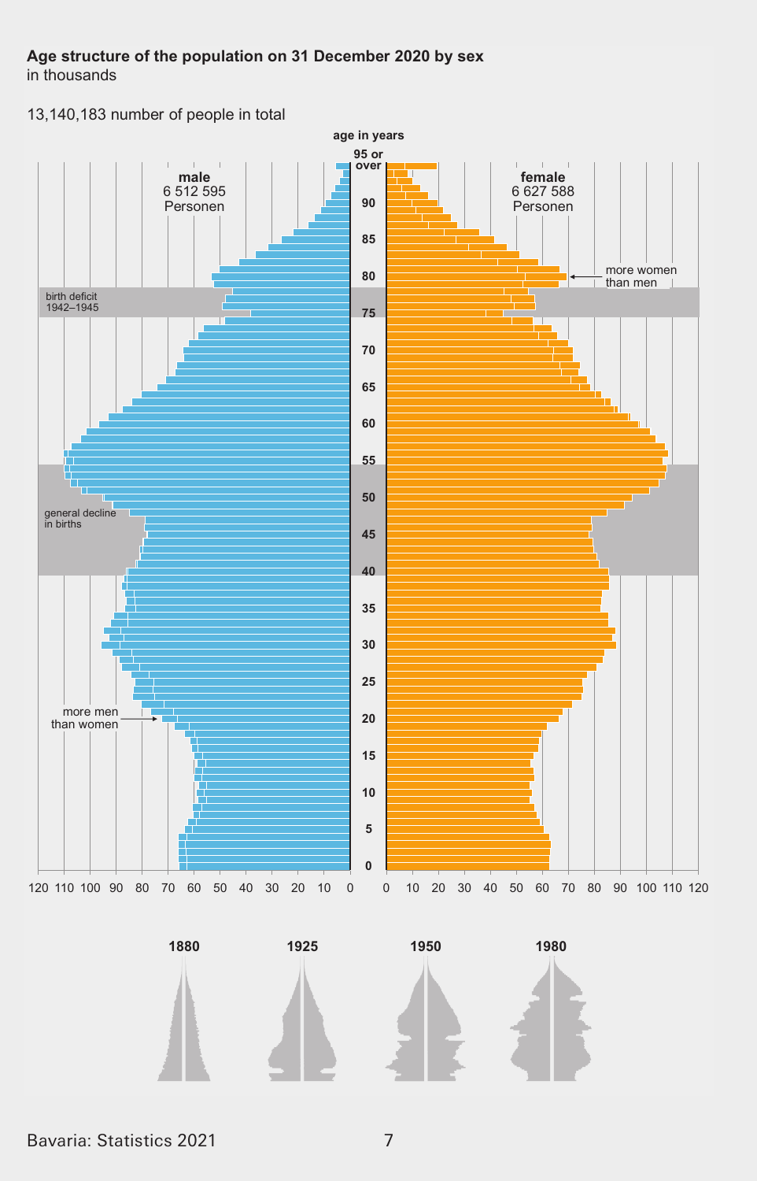**Age structure of the population on 31 December 2020 by sex**
in thousands

13,140,183 number of people in total

age in years

**male**
6 512 595
Personen

**female**
6 627 588
Personen

birth deficit 1942–1945

general decline in births

more women than men

more men than women

95 or over, 90, 85, 80, 75, 70, 65, 60, 55, 50, 45, 40, 35, 30, 25, 20, 15, 10, 5, 0

120 110 100 90 80 70 60 50 40 30 20 10 0 | 0 10 20 30 40 50 60 70 80 90 100 110 120

**1880** **1925** **1950** **1980**

Bavaria: Statistics 2021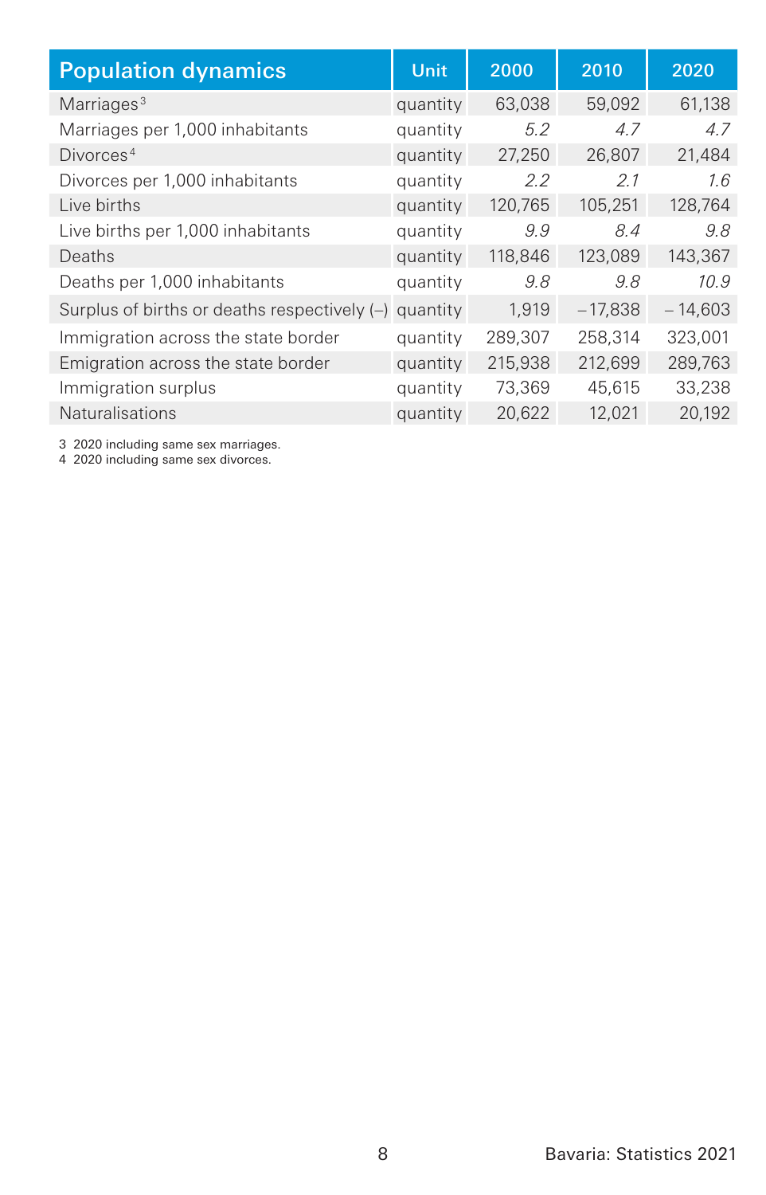| Population dynamics | Unit | 2000 | 2010 | 2020 |
|---|---|---|---|---|
| Marriages[3] | quantity | 63,038 | 59,092 | 61,138 |
| Marriages per 1,000 inhabitants | quantity | *5.2* | *4.7* | *4.7* |
| Divorces[4] | quantity | 27,250 | 26,807 | 21,484 |
| Divorces per 1,000 inhabitants | quantity | *2.2* | *2.1* | *1.6* |
| Live births | quantity | 120,765 | 105,251 | 128,764 |
| Live births per 1,000 inhabitants | quantity | *9.9* | *8.4* | *9.8* |
| Deaths | quantity | 118,846 | 123,089 | 143,367 |
| Deaths per 1,000 inhabitants | quantity | *9.8* | *9.8* | *10.9* |
| Surplus of births or deaths respectively (–) | quantity | 1,919 | – 17,838 | – 14,603 |
| Immigration across the state border | quantity | 289,307 | 258,314 | 323,001 |
| Emigration across the state border | quantity | 215,938 | 212,699 | 289,763 |
| Immigration surplus | quantity | 73,369 | 45,615 | 33,238 |
| Naturalisations | quantity | 20,622 | 12,021 | 20,192 |

3 2020 including same sex marriages.
4 2020 including same sex divorces.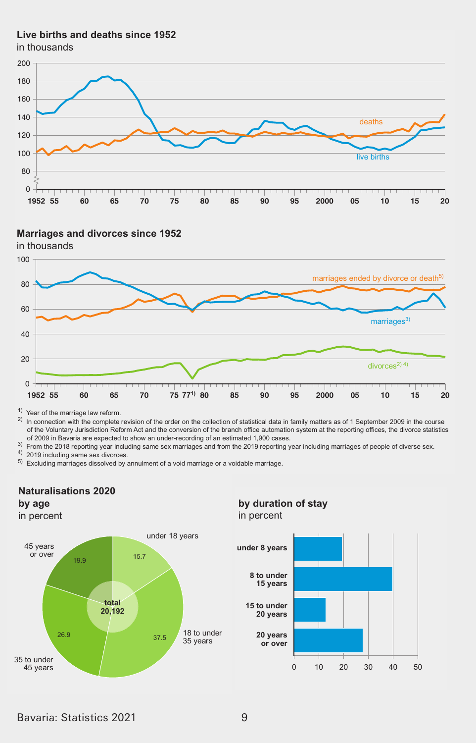## Live births and deaths since 1952

in thousands

deaths

live births

## Marriages and divorces since 1952

in thousands

marriages ended by divorce or death[5]

marriages[3]

divorces[2) 4)]

1952 55 60 65 70 75 77[1] 80 85 90 95 2000 05 10 15 20

1) Year of the marriage law reform.

2) In connection with the complete revision of the order on the collection of statistical data in family matters as of 1 September 2009 in the course of the Voluntary Jurisdiction Reform Act and the conversion of the branch office automation system at the reporting offices, the divorce statistics of 2009 in Bavaria are expected to show an under-recording of an estimated 1,900 cases.

3) From the 2018 reporting year including same sex marriages and from the 2019 reporting year including marriages of people of diverse sex.

4) 2019 including same sex divorces.

5) Excluding marriages dissolved by annulment of a void marriage or a voidable marriage.

## Naturalisations 2020 by age

in percent

| Age | Percent |
|---|---|
| under 18 years | 15.7 |
| 18 to under 35 years | 37.5 |
| 35 to under 45 years | 26.9 |
| 45 years or over | 19.9 |

total 20,192

## by duration of stay

in percent

under 8 years

8 to under 15 years

15 to under 20 years

20 years or over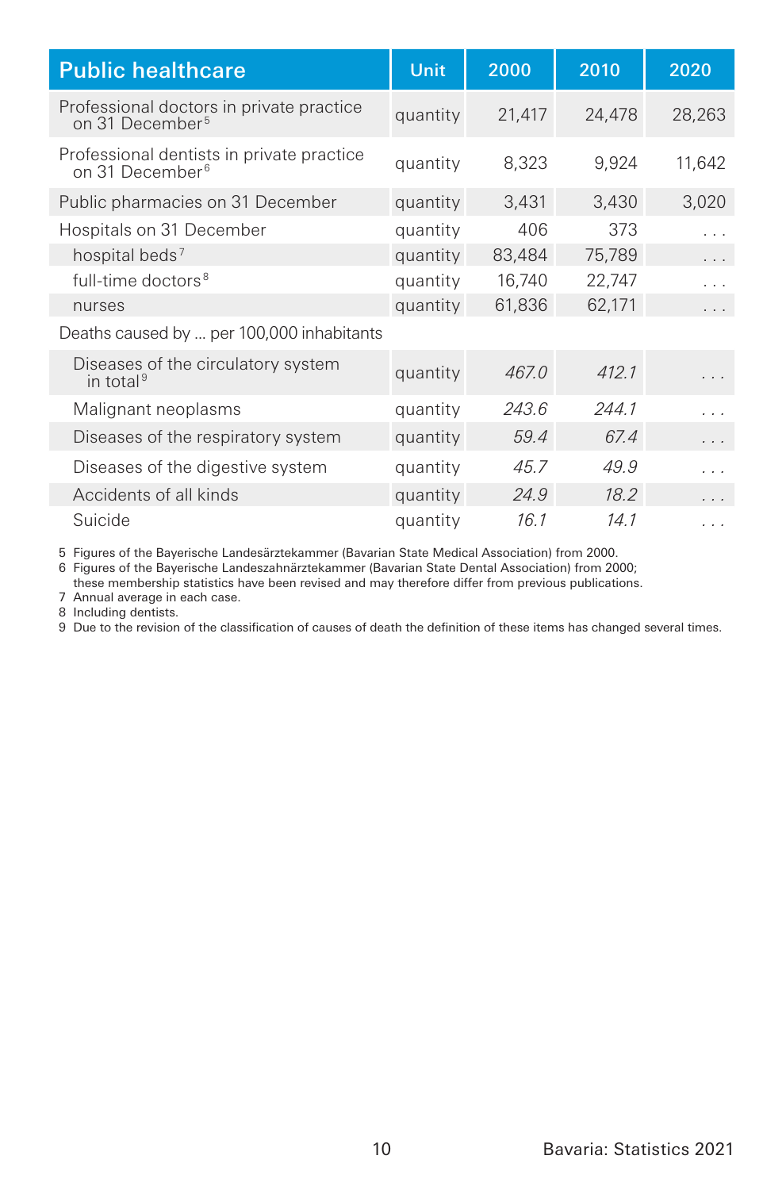| Public healthcare | Unit | 2000 | 2010 | 2020 |
|---|---|---|---|---|
| Professional doctors in private practice on 31 December[5] | quantity | 21,417 | 24,478 | 28,263 |
| Professional dentists in private practice on 31 December[6] | quantity | 8,323 | 9,924 | 11,642 |
| Public pharmacies on 31 December | quantity | 3,431 | 3,430 | 3,020 |
| Hospitals on 31 December | quantity | 406 | 373 | . . . |
| hospital beds[7] | quantity | 83,484 | 75,789 | . . . |
| full-time doctors[8] | quantity | 16,740 | 22,747 | . . . |
| nurses | quantity | 61,836 | 62,171 | . . . |
| Deaths caused by ... per 100,000 inhabitants | | | | |
| Diseases of the circulatory system in total[9] | quantity | *467.0* | *412.1* | . . . |
| Malignant neoplasms | quantity | *243.6* | *244.1* | . . . |
| Diseases of the respiratory system | quantity | *59.4* | *67.4* | . . . |
| Diseases of the digestive system | quantity | *45.7* | *49.9* | . . . |
| Accidents of all kinds | quantity | *24.9* | *18.2* | . . . |
| Suicide | quantity | *16.1* | *14.1* | . . . |

5 Figures of the Bayerische Landesärztekammer (Bavarian State Medical Association) from 2000.
6 Figures of the Bayerische Landeszahnärztekammer (Bavarian State Dental Association) from 2000; these membership statistics have been revised and may therefore differ from previous publications.
7 Annual average in each case.
8 Including dentists.
9 Due to the revision of the classification of causes of death the definition of these items has changed several times.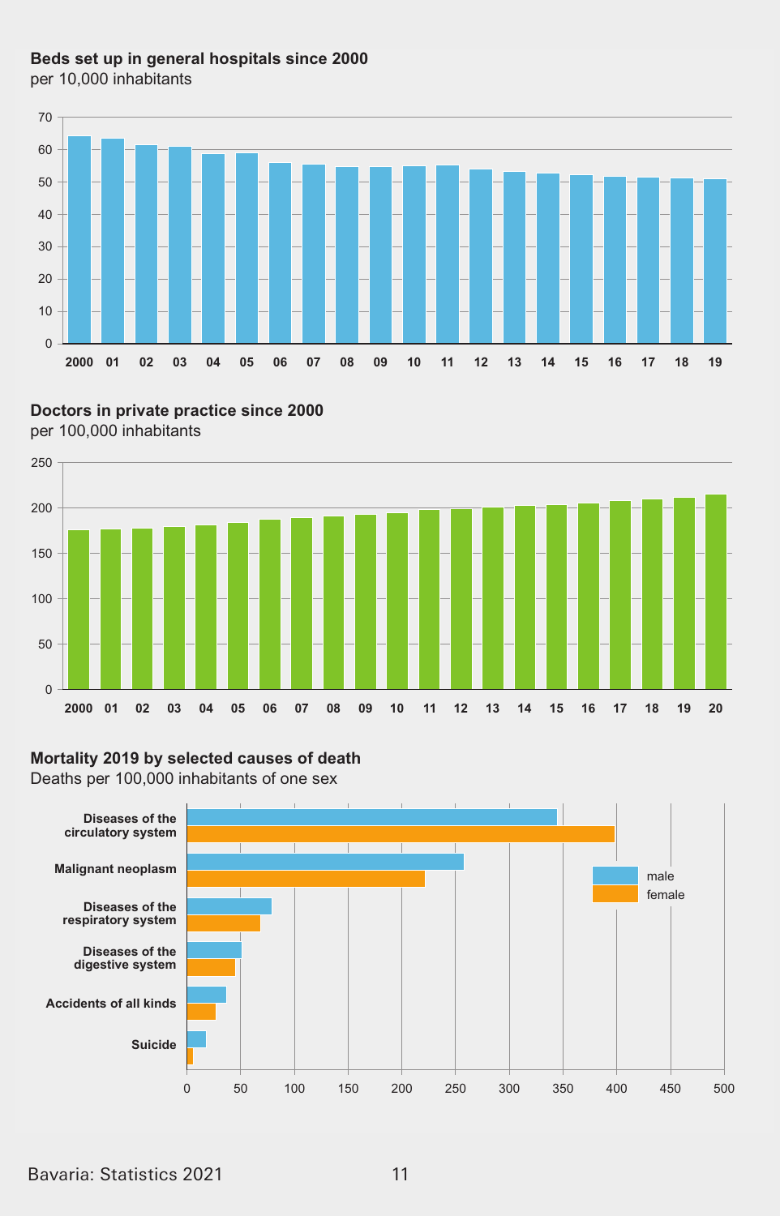**Beds set up in general hospitals since 2000**
per 10,000 inhabitants

**Doctors in private practice since 2000**
per 100,000 inhabitants

**Mortality 2019 by selected causes of death**
Deaths per 100,000 inhabitants of one sex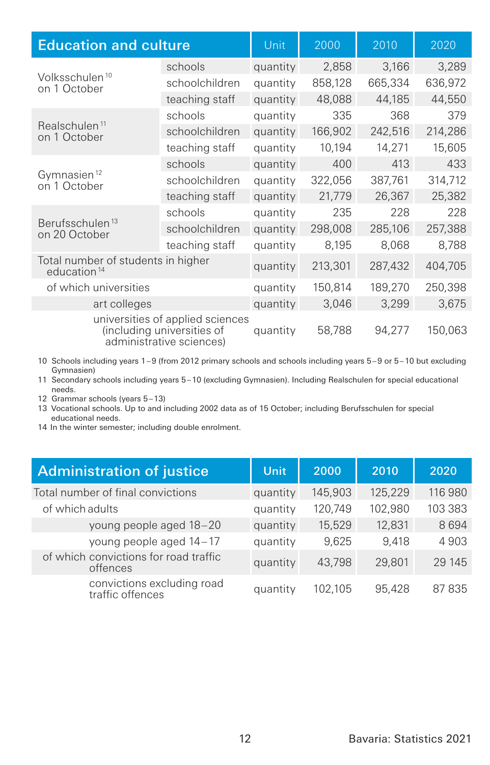| Education and culture | | Unit | 2000 | 2010 | 2020 |
|---|---|---|---|---|---|
| Volksschulen[10] on 1 October | schools | quantity | 2,858 | 3,166 | 3,289 |
| | schoolchildren | quantity | 858,128 | 665,334 | 636,972 |
| | teaching staff | quantity | 48,088 | 44,185 | 44,550 |
| Realschulen[11] on 1 October | schools | quantity | 335 | 368 | 379 |
| | schoolchildren | quantity | 166,902 | 242,516 | 214,286 |
| | teaching staff | quantity | 10,194 | 14,271 | 15,605 |
| Gymnasien[12] on 1 October | schools | quantity | 400 | 413 | 433 |
| | schoolchildren | quantity | 322,056 | 387,761 | 314,712 |
| | teaching staff | quantity | 21,779 | 26,367 | 25,382 |
| Berufsschulen[13] on 20 October | schools | quantity | 235 | 228 | 228 |
| | schoolchildren | quantity | 298,008 | 285,106 | 257,388 |
| | teaching staff | quantity | 8,195 | 8,068 | 8,788 |
| Total number of students in higher education[14] | | quantity | 213,301 | 287,432 | 404,705 |
| of which universities | | quantity | 150,814 | 189,270 | 250,398 |
| art colleges | | quantity | 3,046 | 3,299 | 3,675 |
| universities of applied sciences (including universities of administrative sciences) | | quantity | 58,788 | 94,277 | 150,063 |

10 Schools including years 1 – 9 (from 2012 primary schools and schools including years 5 – 9 or 5 – 10 but excluding Gymnasien)
11 Secondary schools including years 5 – 10 (excluding Gymnasien). Including Realschulen for special educational needs.
12 Grammar schools (years 5 – 13)
13 Vocational schools. Up to and including 2002 data as of 15 October; including Berufsschulen for special educational needs.
14 In the winter semester; including double enrolment.

| Administration of justice | Unit | 2000 | 2010 | 2020 |
|---|---|---|---|---|
| Total number of final convictions | quantity | 145,903 | 125,229 | 116 980 |
| of which adults | quantity | 120,749 | 102,980 | 103 383 |
| young people aged 18 – 20 | quantity | 15,529 | 12,831 | 8 694 |
| young people aged 14 – 17 | quantity | 9,625 | 9,418 | 4 903 |
| of which convictions for road traffic offences | quantity | 43,798 | 29,801 | 29 145 |
| convictions excluding road traffic offences | quantity | 102,105 | 95,428 | 87 835 |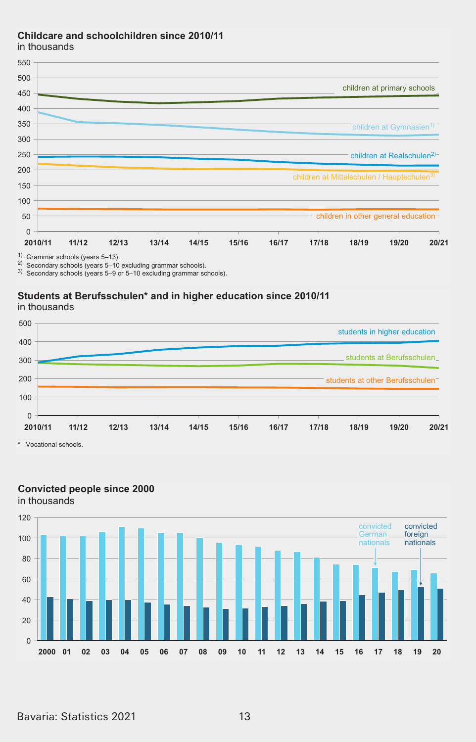**Childcare and schoolchildren since 2010/11**
in thousands

children at primary schools

children at Gymnasien[1]

children at Realschulen[2]

children at Mittelschulen / Hauptschulen[3]

children in other general education

2010/11 11/12 12/13 13/14 14/15 15/16 16/17 17/18 18/19 19/20 20/21

1) Grammar schools (years 5–13).
2) Secondary schools (years 5–10 excluding grammar schools).
3) Secondary schools (years 5–9 or 5–10 excluding grammar schools).

**Students at Berufsschulen* and in higher education since 2010/11**
in thousands

students in higher education

students at Berufsschulen

students at other Berufsschulen

2010/11 11/12 12/13 13/14 14/15 15/16 16/17 17/18 18/19 19/20 20/21

\* Vocational schools.

**Convicted people since 2000**
in thousands

convicted German nationals

convicted foreign nationals

2000 01 02 03 04 05 06 07 08 09 10 11 12 13 14 15 16 17 18 19 20

Bavaria: Statistics 2021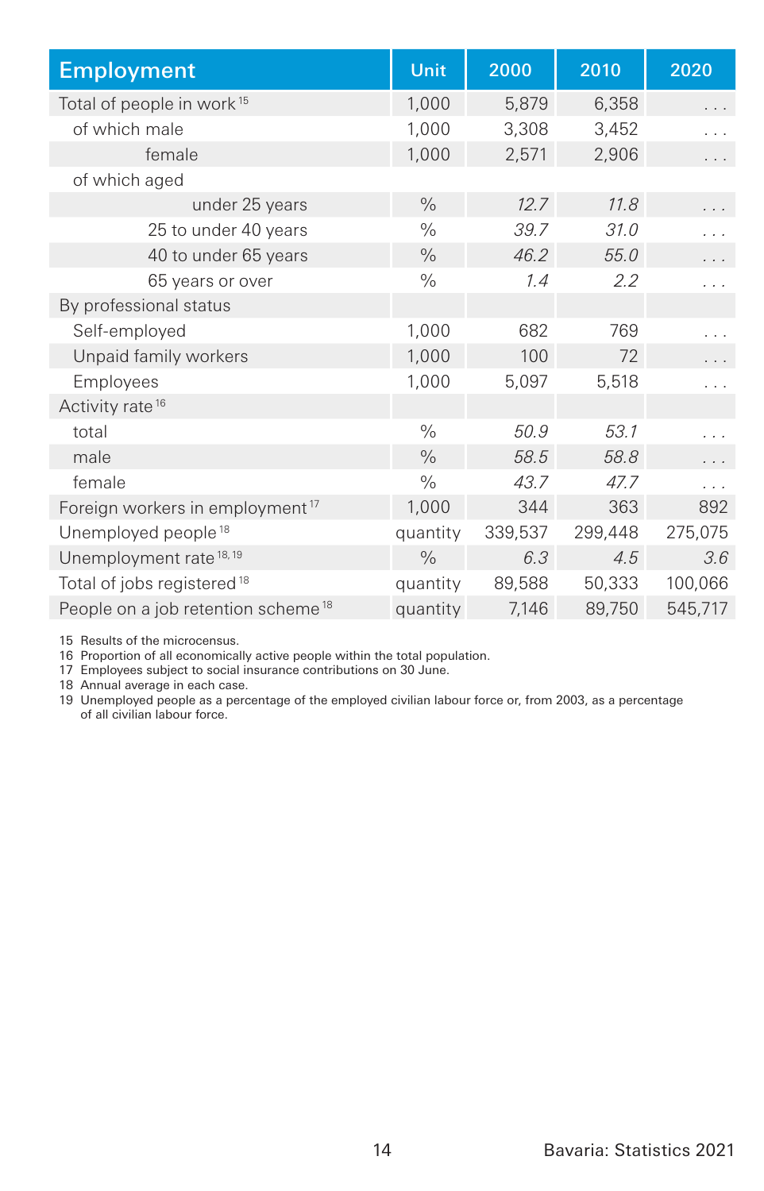| Employment | Unit | 2000 | 2010 | 2020 |
|---|---|---|---|---|
| Total of people in work [15] | 1,000 | 5,879 | 6,358 | . . . |
| of which male | 1,000 | 3,308 | 3,452 | . . . |
| female | 1,000 | 2,571 | 2,906 | . . . |
| of which aged | | | | |
| under 25 years | % | *12.7* | *11.8* | . . . |
| 25 to under 40 years | % | *39.7* | *31.0* | . . . |
| 40 to under 65 years | % | *46.2* | *55.0* | . . . |
| 65 years or over | % | *1.4* | *2.2* | . . . |
| By professional status | | | | |
| Self-employed | 1,000 | 682 | 769 | . . . |
| Unpaid family workers | 1,000 | 100 | 72 | . . . |
| Employees | 1,000 | 5,097 | 5,518 | . . . |
| Activity rate [16] | | | | |
| total | % | *50.9* | *53.1* | . . . |
| male | % | *58.5* | *58.8* | . . . |
| female | % | *43.7* | *47.7* | . . . |
| Foreign workers in employment [17] | 1,000 | 344 | 363 | 892 |
| Unemployed people [18] | quantity | 339,537 | 299,448 | 275,075 |
| Unemployment rate [18, 19] | % | *6.3* | *4.5* | *3.6* |
| Total of jobs registered [18] | quantity | 89,588 | 50,333 | 100,066 |
| People on a job retention scheme [18] | quantity | 7,146 | 89,750 | 545,717 |

15 Results of the microcensus.
16 Proportion of all economically active people within the total population.
17 Employees subject to social insurance contributions on 30 June.
18 Annual average in each case.
19 Unemployed people as a percentage of the employed civilian labour force or, from 2003, as a percentage of all civilian labour force.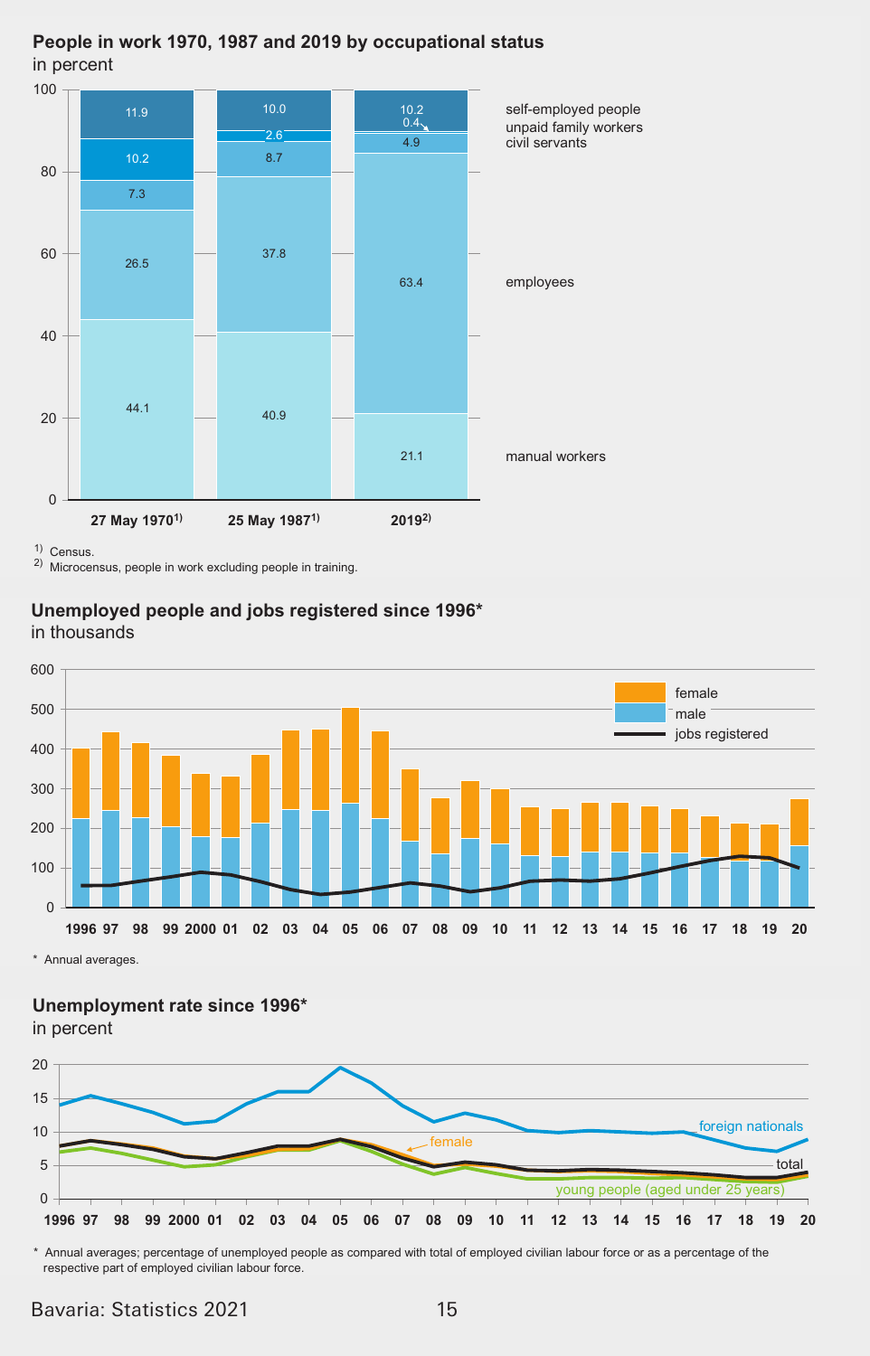## People in work 1970, 1987 and 2019 by occupational status

in percent

| | 27 May 1970[1] | 25 May 1987[1] | 2019[2] |
|---|---|---|---|
| self-employed people | 11.9 | 10.0 | 10.2 |
| unpaid family workers | 10.2 | 2.6 | 0.4 |
| civil servants | 7.3 | 8.7 | 4.9 |
| employees | 26.5 | 37.8 | 63.4 |
| manual workers | 44.1 | 40.9 | 21.1 |

1) Census.
2) Microcensus, people in work excluding people in training.

## Unemployed people and jobs registered since 1996*

in thousands

Legend: female, male, jobs registered

x-axis: 1996, 97, 98, 99, 2000, 01, 02, 03, 04, 05, 06, 07, 08, 09, 10, 11, 12, 13, 14, 15, 16, 17, 18, 19, 20

\* Annual averages.

## Unemployment rate since 1996*

in percent

Lines: foreign nationals, female, total, young people (aged under 25 years)

x-axis: 1996, 97, 98, 99, 2000, 01, 02, 03, 04, 05, 06, 07, 08, 09, 10, 11, 12, 13, 14, 15, 16, 17, 18, 19, 20

\* Annual averages; percentage of unemployed people as compared with total of employed civilian labour force or as a percentage of the respective part of employed civilian labour force.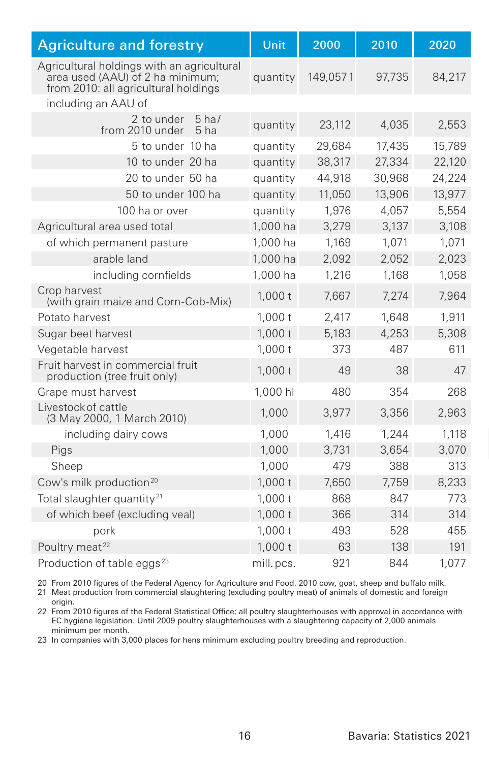| Agriculture and forestry | Unit | 2000 | 2010 | 2020 |
|---|---|---|---|---|
| Agricultural holdings with an agricultural area used (AAU) of 2 ha minimum; from 2010: all agricultural holdings | quantity | 149,057 1 | 97,735 | 84,217 |
| including an AAU of | | | | |
| 2 to under 5 ha/ from 2010 under 5 ha | quantity | 23,112 | 4,035 | 2,553 |
| 5 to under 10 ha | quantity | 29,684 | 17,435 | 15,789 |
| 10 to under 20 ha | quantity | 38,317 | 27,334 | 22,120 |
| 20 to under 50 ha | quantity | 44,918 | 30,968 | 24,224 |
| 50 to under 100 ha | quantity | 11,050 | 13,906 | 13,977 |
| 100 ha or over | quantity | 1,976 | 4,057 | 5,554 |
| Agricultural area used total | 1,000 ha | 3,279 | 3,137 | 3,108 |
| of which permanent pasture | 1,000 ha | 1,169 | 1,071 | 1,071 |
| arable land | 1,000 ha | 2,092 | 2,052 | 2,023 |
| including cornfields | 1,000 ha | 1,216 | 1,168 | 1,058 |
| Crop harvest (with grain maize and Corn-Cob-Mix) | 1,000 t | 7,667 | 7,274 | 7,964 |
| Potato harvest | 1,000 t | 2,417 | 1,648 | 1,911 |
| Sugar beet harvest | 1,000 t | 5,183 | 4,253 | 5,308 |
| Vegetable harvest | 1,000 t | 373 | 487 | 611 |
| Fruit harvest in commercial fruit production (tree fruit only) | 1,000 t | 49 | 38 | 47 |
| Grape must harvest | 1,000 hl | 480 | 354 | 268 |
| Livestock of cattle (3 May 2000, 1 March 2010) | 1,000 | 3,977 | 3,356 | 2,963 |
| including dairy cows | 1,000 | 1,416 | 1,244 | 1,118 |
| Pigs | 1,000 | 3,731 | 3,654 | 3,070 |
| Sheep | 1,000 | 479 | 388 | 313 |
| Cow's milk production[20] | 1,000 t | 7,650 | 7,759 | 8,233 |
| Total slaughter quantity[21] | 1,000 t | 868 | 847 | 773 |
| of which beef (excluding veal) | 1,000 t | 366 | 314 | 314 |
| pork | 1,000 t | 493 | 528 | 455 |
| Poultry meat[22] | 1,000 t | 63 | 138 | 191 |
| Production of table eggs[23] | mill. pcs. | 921 | 844 | 1,077 |

20 From 2010 figures of the Federal Agency for Agriculture and Food. 2010 cow, goat, sheep and buffalo milk.
21 Meat production from commercial slaughtering (excluding poultry meat) of animals of domestic and foreign origin.
22 From 2010 figures of the Federal Statistical Office; all poultry slaughterhouses with approval in accordance with EC hygiene legislation. Until 2009 poultry slaughterhouses with a slaughtering capacity of 2,000 animals minimum per month.
23 In companies with 3,000 places for hens minimum excluding poultry breeding and reproduction.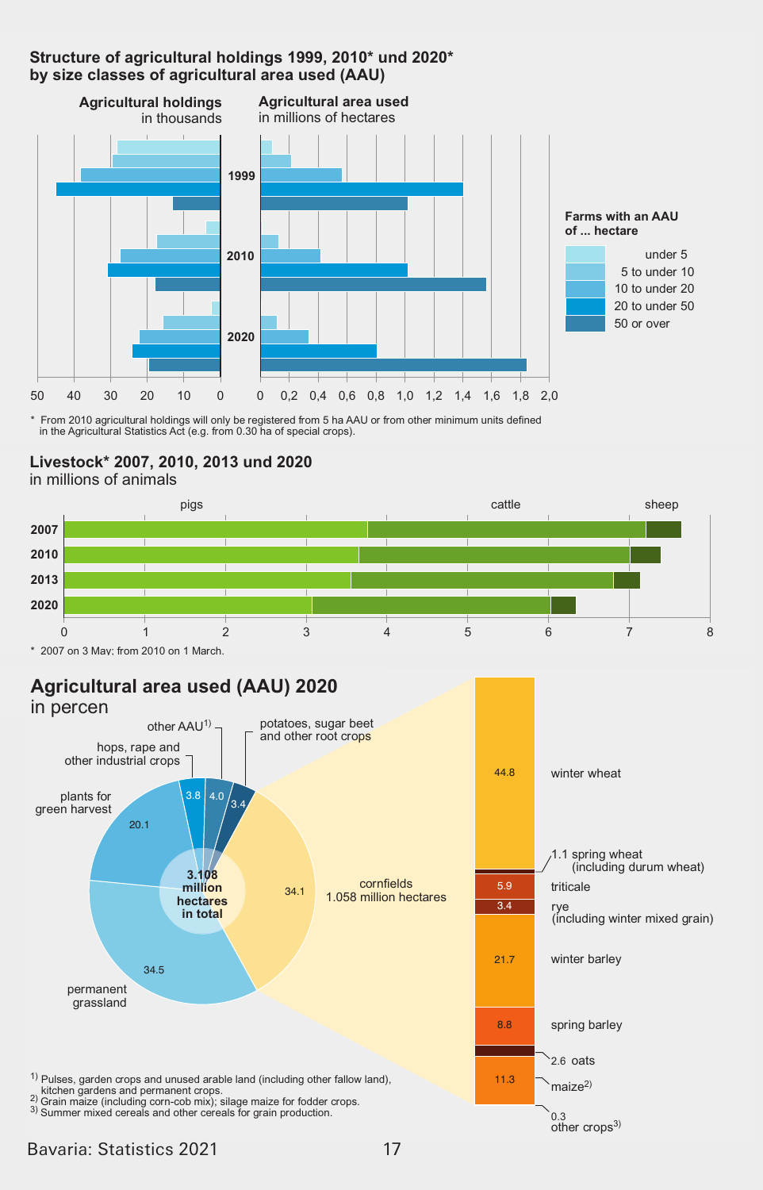## Structure of agricultural holdings 1999, 2010* und 2020* by size classes of agricultural area used (AAU)

**Agricultural holdings** in thousands

**Agricultural area used** in millions of hectares

**Farms with an AAU of ... hectare**

- under 5
- 5 to under 10
- 10 to under 20
- 20 to under 50
- 50 or over

1999, 2010, 2020

50 40 30 20 10 0 | 0 0,2 0,4 0,6 0,8 1,0 1,2 1,4 1,6 1,8 2,0

* From 2010 agricultural holdings will only be registered from 5 ha AAU or from other minimum units defined in the Agricultural Statistics Act (e.g. from 0.30 ha of special crops).

## Livestock* 2007, 2010, 2013 und 2020

in millions of animals

pigs, cattle, sheep

2007, 2010, 2013, 2020

0 1 2 3 4 5 6 7 8

* 2007 on 3 May; from 2010 on 1 March.

## Agricultural area used (AAU) 2020

in percen

**3.108 million hectares in total**

| Category | % |
|---|---|
| permanent grassland | 34.5 |
| plants for green harvest | 20.1 |
| hops, rape and other industrial crops | 3.8 |
| other AAU[1] | 4.0 |
| potatoes, sugar beet and other root crops | 3.4 |
| cornfields 1.058 million hectares | 34.1 |

**Cornfields**

| Crop | % |
|---|---|
| winter wheat | 44.8 |
| spring wheat (including durum wheat) | 1.1 |
| triticale | 5.9 |
| rye (including winter mixed grain) | 3.4 |
| winter barley | 21.7 |
| spring barley | 8.8 |
| oats | 2.6 |
| maize[2] | 11.3 |
| other crops[3] | 0.3 |

[1] Pulses, garden crops and unused arable land (including other fallow land), kitchen gardens and permanent crops.
[2] Grain maize (including corn-cob mix); silage maize for fodder crops.
[3] Summer mixed cereals and other cereals for grain production.

Bavaria: Statistics 2021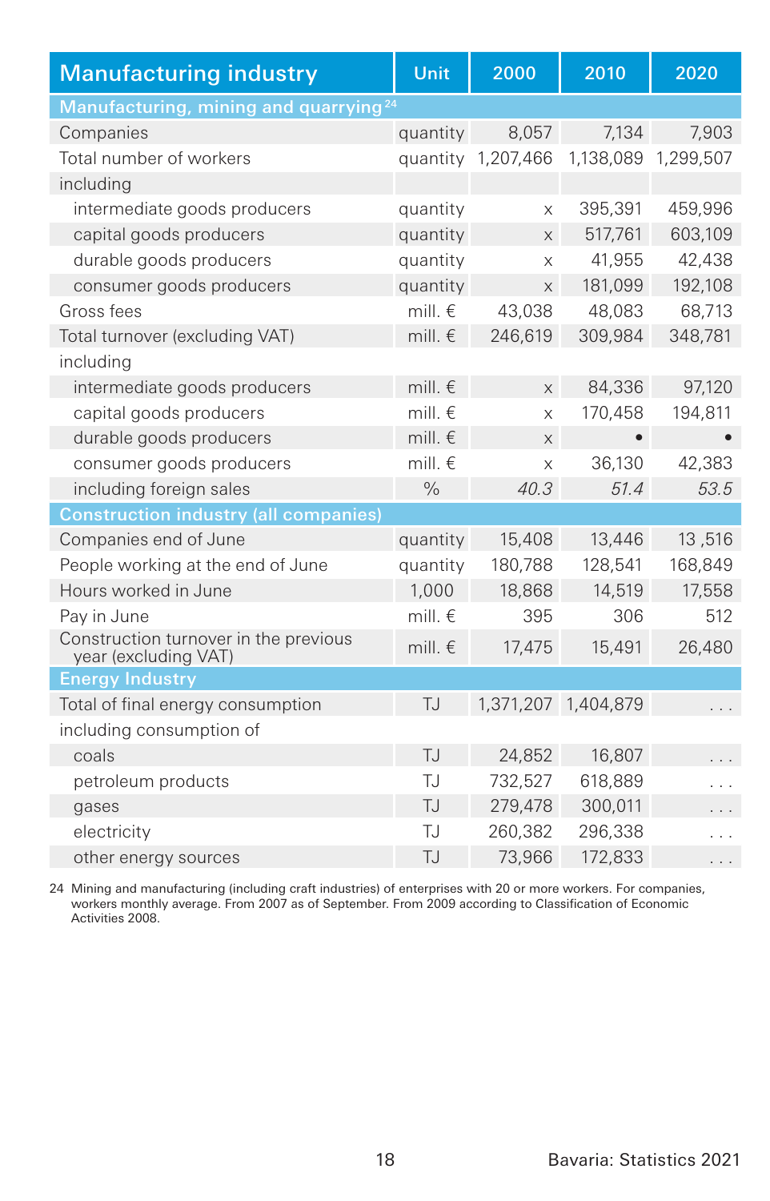| Manufacturing industry | Unit | 2000 | 2010 | 2020 |
|---|---|---|---|---|
| **Manufacturing, mining and quarrying**[24] | | | | |
| Companies | quantity | 8,057 | 7,134 | 7,903 |
| Total number of workers | quantity | 1,207,466 | 1,138,089 | 1,299,507 |
| including | | | | |
| intermediate goods producers | quantity | x | 395,391 | 459,996 |
| capital goods producers | quantity | x | 517,761 | 603,109 |
| durable goods producers | quantity | x | 41,955 | 42,438 |
| consumer goods producers | quantity | x | 181,099 | 192,108 |
| Gross fees | mill. € | 43,038 | 48,083 | 68,713 |
| Total turnover (excluding VAT) | mill. € | 246,619 | 309,984 | 348,781 |
| including | | | | |
| intermediate goods producers | mill. € | x | 84,336 | 97,120 |
| capital goods producers | mill. € | x | 170,458 | 194,811 |
| durable goods producers | mill. € | x | • | • |
| consumer goods producers | mill. € | x | 36,130 | 42,383 |
| including foreign sales | % | *40.3* | *51.4* | *53.5* |
| **Construction industry (all companies)** | | | | |
| Companies end of June | quantity | 15,408 | 13,446 | 13 ,516 |
| People working at the end of June | quantity | 180,788 | 128,541 | 168,849 |
| Hours worked in June | 1,000 | 18,868 | 14,519 | 17,558 |
| Pay in June | mill. € | 395 | 306 | 512 |
| Construction turnover in the previous year (excluding VAT) | mill. € | 17,475 | 15,491 | 26,480 |
| **Energy Industry** | | | | |
| Total of final energy consumption | TJ | 1,371,207 | 1,404,879 | . . . |
| including consumption of | | | | |
| coals | TJ | 24,852 | 16,807 | . . . |
| petroleum products | TJ | 732,527 | 618,889 | . . . |
| gases | TJ | 279,478 | 300,011 | . . . |
| electricity | TJ | 260,382 | 296,338 | . . . |
| other energy sources | TJ | 73,966 | 172,833 | . . . |

24 Mining and manufacturing (including craft industries) of enterprises with 20 or more workers. For companies, workers monthly average. From 2007 as of September. From 2009 according to Classification of Economic Activities 2008.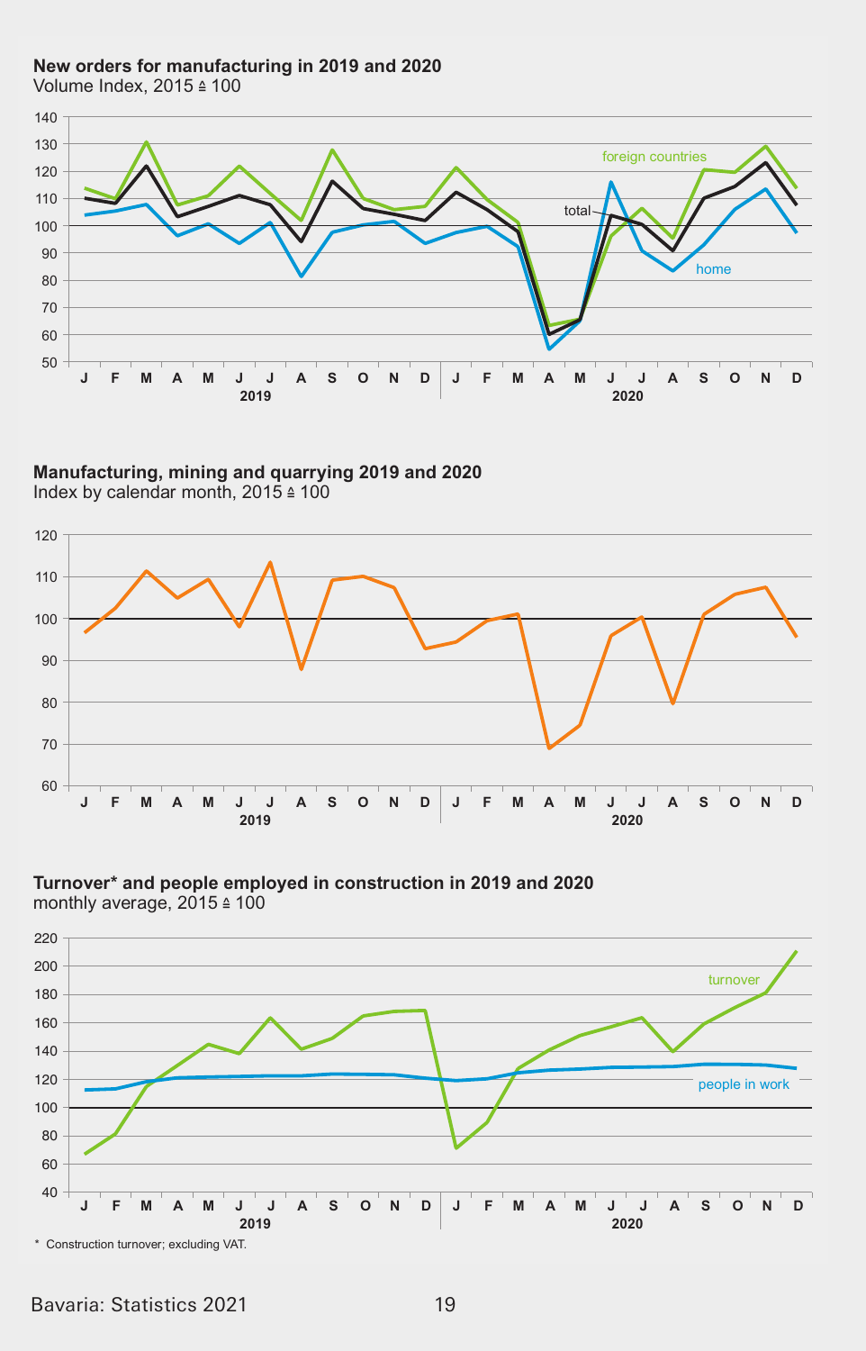**New orders for manufacturing in 2019 and 2020**
Volume Index, 2015 ≙ 100

**Manufacturing, mining and quarrying 2019 and 2020**
Index by calendar month, 2015 ≙ 100

**Turnover* and people employed in construction in 2019 and 2020**
monthly average, 2015 ≙ 100

\* Construction turnover; excluding VAT.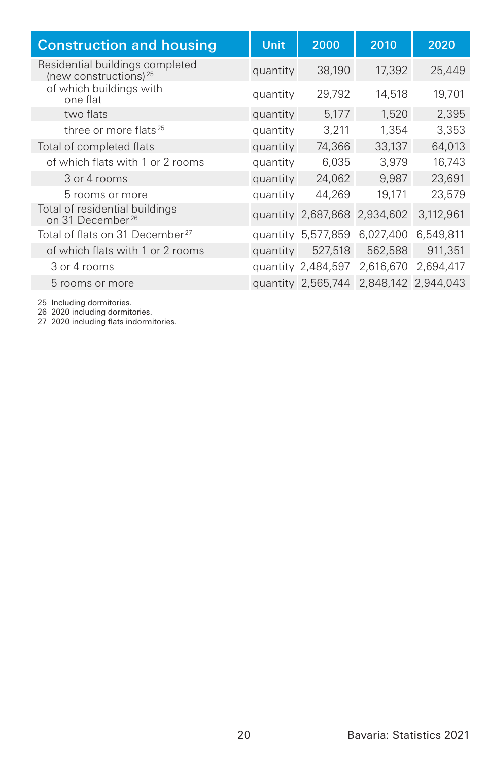| Construction and housing | Unit | 2000 | 2010 | 2020 |
|---|---|---|---|---|
| Residential buildings completed (new constructions)[25] | quantity | 38,190 | 17,392 | 25,449 |
| of which buildings with one flat | quantity | 29,792 | 14,518 | 19,701 |
| two flats | quantity | 5,177 | 1,520 | 2,395 |
| three or more flats[25] | quantity | 3,211 | 1,354 | 3,353 |
| Total of completed flats | quantity | 74,366 | 33,137 | 64,013 |
| of which flats with 1 or 2 rooms | quantity | 6,035 | 3,979 | 16,743 |
| 3 or 4 rooms | quantity | 24,062 | 9,987 | 23,691 |
| 5 rooms or more | quantity | 44,269 | 19,171 | 23,579 |
| Total of residential buildings on 31 December[26] | quantity | 2,687,868 | 2,934,602 | 3,112,961 |
| Total of flats on 31 December[27] | quantity | 5,577,859 | 6,027,400 | 6,549,811 |
| of which flats with 1 or 2 rooms | quantity | 527,518 | 562,588 | 911,351 |
| 3 or 4 rooms | quantity | 2,484,597 | 2,616,670 | 2,694,417 |
| 5 rooms or more | quantity | 2,565,744 | 2,848,142 | 2,944,043 |

25 Including dormitories.
26 2020 including dormitories.
27 2020 including flats indormitories.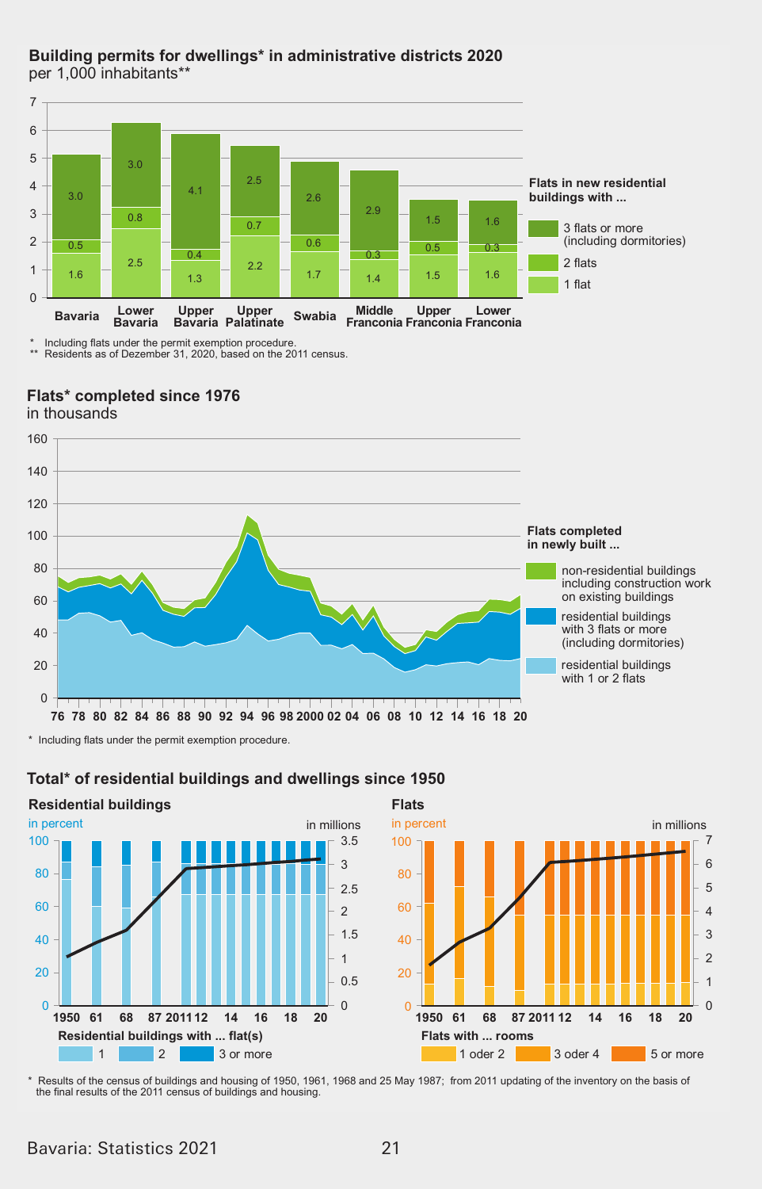## Building permits for dwellings* in administrative districts 2020

per 1,000 inhabitants**

| | Bavaria | Lower Bavaria | Upper Bavaria | Upper Palatinate | Swabia | Middle Franconia | Upper Franconia | Lower Franconia |
|---|---|---|---|---|---|---|---|---|
| 3 flats or more (including dormitories) | 3.0 | 3.0 | 4.1 | 2.5 | 2.6 | 2.9 | 1.5 | 1.6 |
| 2 flats | 0.5 | 0.8 | 0.4 | 0.7 | 0.6 | 0.3 | 0.5 | 0.3 |
| 1 flat | 1.6 | 2.5 | 1.3 | 2.2 | 1.7 | 1.4 | 1.5 | 1.6 |

Flats in new residential buildings with ...

\* Including flats under the permit exemption procedure.
\*\* Residents as of Dezember 31, 2020, based on the 2011 census.

## Flats* completed since 1976

in thousands

Flats completed in newly built ...
- non-residential buildings including construction work on existing buildings
- residential buildings with 3 flats or more (including dormitories)
- residential buildings with 1 or 2 flats

\* Including flats under the permit exemption procedure.

## Total* of residential buildings and dwellings since 1950

### Residential buildings

in percent / in millions

Residential buildings with ... flat(s): 1 | 2 | 3 or more

### Flats

in percent / in millions

Flats with ... rooms: 1 oder 2 | 3 oder 4 | 5 or more

\* Results of the census of buildings and housing of 1950, 1961, 1968 and 25 May 1987; from 2011 updating of the inventory on the basis of the final results of the 2011 census of buildings and housing.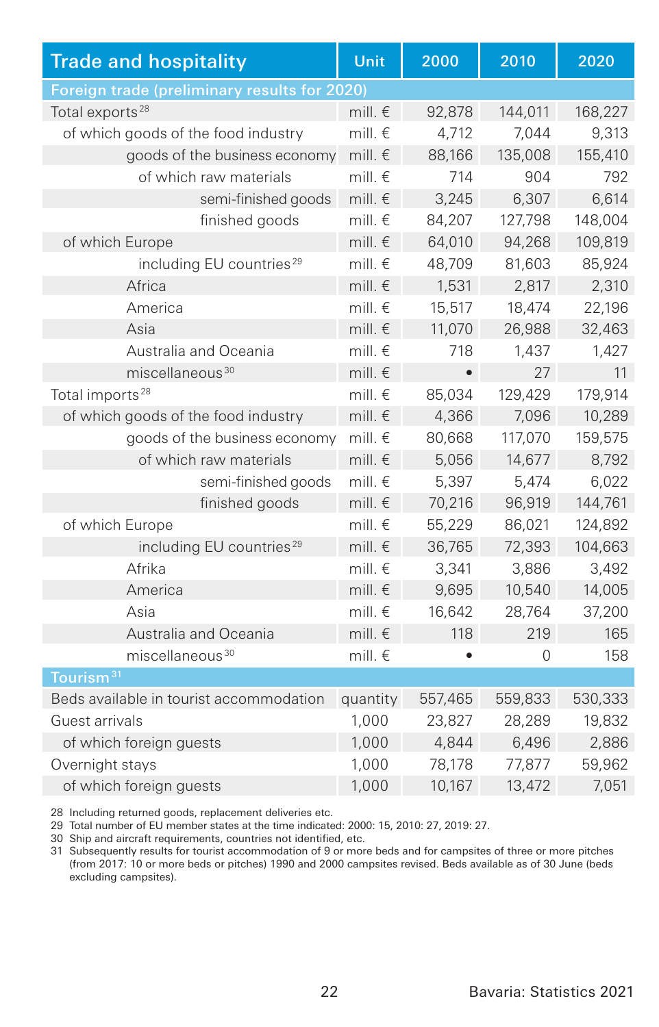| Trade and hospitality | Unit | 2000 | 2010 | 2020 |
|---|---|---|---|---|
| **Foreign trade (preliminary results for 2020)** | | | | |
| Total exports[28] | mill. € | 92,878 | 144,011 | 168,227 |
| of which goods of the food industry | mill. € | 4,712 | 7,044 | 9,313 |
| goods of the business economy | mill. € | 88,166 | 135,008 | 155,410 |
| of which raw materials | mill. € | 714 | 904 | 792 |
| semi-finished goods | mill. € | 3,245 | 6,307 | 6,614 |
| finished goods | mill. € | 84,207 | 127,798 | 148,004 |
| of which Europe | mill. € | 64,010 | 94,268 | 109,819 |
| including EU countries[29] | mill. € | 48,709 | 81,603 | 85,924 |
| Africa | mill. € | 1,531 | 2,817 | 2,310 |
| America | mill. € | 15,517 | 18,474 | 22,196 |
| Asia | mill. € | 11,070 | 26,988 | 32,463 |
| Australia and Oceania | mill. € | 718 | 1,437 | 1,427 |
| miscellaneous[30] | mill. € | • | 27 | 11 |
| Total imports[28] | mill. € | 85,034 | 129,429 | 179,914 |
| of which goods of the food industry | mill. € | 4,366 | 7,096 | 10,289 |
| goods of the business economy | mill. € | 80,668 | 117,070 | 159,575 |
| of which raw materials | mill. € | 5,056 | 14,677 | 8,792 |
| semi-finished goods | mill. € | 5,397 | 5,474 | 6,022 |
| finished goods | mill. € | 70,216 | 96,919 | 144,761 |
| of which Europe | mill. € | 55,229 | 86,021 | 124,892 |
| including EU countries[29] | mill. € | 36,765 | 72,393 | 104,663 |
| Afrika | mill. € | 3,341 | 3,886 | 3,492 |
| America | mill. € | 9,695 | 10,540 | 14,005 |
| Asia | mill. € | 16,642 | 28,764 | 37,200 |
| Australia and Oceania | mill. € | 118 | 219 | 165 |
| miscellaneous[30] | mill. € | • | 0 | 158 |
| **Tourism[31]** | | | | |
| Beds available in tourist accommodation | quantity | 557,465 | 559,833 | 530,333 |
| Guest arrivals | 1,000 | 23,827 | 28,289 | 19,832 |
| of which foreign guests | 1,000 | 4,844 | 6,496 | 2,886 |
| Overnight stays | 1,000 | 78,178 | 77,877 | 59,962 |
| of which foreign guests | 1,000 | 10,167 | 13,472 | 7,051 |

28 Including returned goods, replacement deliveries etc.
29 Total number of EU member states at the time indicated: 2000: 15, 2010: 27, 2019: 27.
30 Ship and aircraft requirements, countries not identified, etc.
31 Subsequently results for tourist accommodation of 9 or more beds and for campsites of three or more pitches (from 2017: 10 or more beds or pitches) 1990 and 2000 campsites revised. Beds available as of 30 June (beds excluding campsites).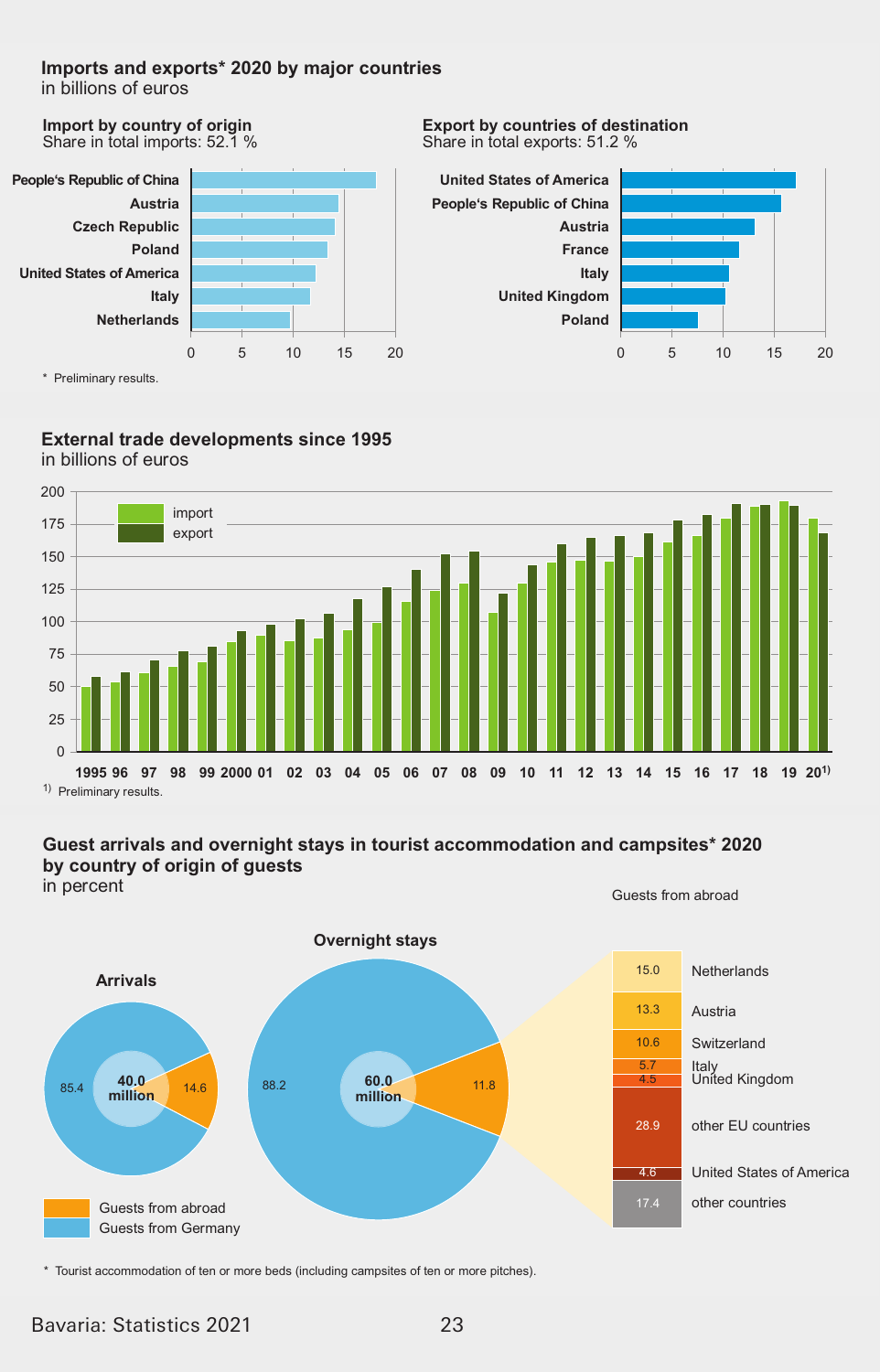## Imports and exports* 2020 by major countries

in billions of euros

### Import by country of origin

Share in total imports: 52.1 %

People's Republic of China
Austria
Czech Republic
Poland
United States of America
Italy
Netherlands

0 5 10 15 20

### Export by countries of destination

Share in total exports: 51.2 %

United States of America
People's Republic of China
Austria
France
Italy
United Kingdom
Poland

0 5 10 15 20

\* Preliminary results.

## External trade developments since 1995

in billions of euros

import
export

200 175 150 125 100 75 50 25 0

1995 96 97 98 99 2000 01 02 03 04 05 06 07 08 09 10 11 12 13 14 15 16 17 18 19 20[1)]

1) Preliminary results.

## Guest arrivals and overnight stays in tourist accommodation and campsites* 2020 by country of origin of guests

in percent

### Arrivals

40.0 million

| | % |
|---|---|
| Guests from abroad | 14.6 |
| Guests from Germany | 85.4 |

### Overnight stays

60.0 million

| | % |
|---|---|
| Guests from abroad | 11.8 |
| Guests from Germany | 88.2 |

### Guests from abroad

| Country | % |
|---|---|
| Netherlands | 15.0 |
| Austria | 13.3 |
| Switzerland | 10.6 |
| Italy | 5.7 |
| United Kingdom | 4.5 |
| other EU countries | 28.9 |
| United States of America | 4.6 |
| other countries | 17.4 |

\* Tourist accommodation of ten or more beds (including campsites of ten or more pitches).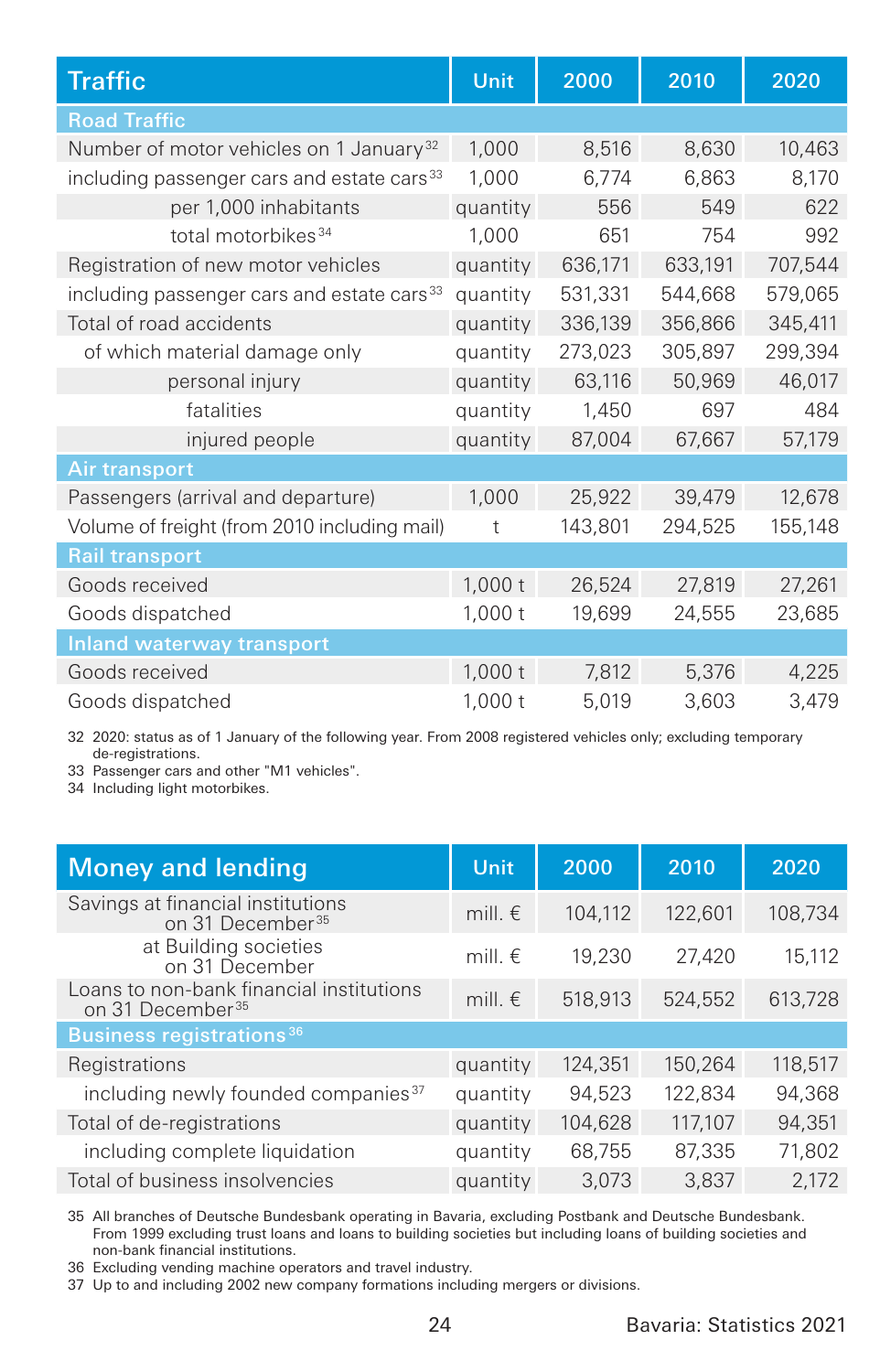| Traffic | Unit | 2000 | 2010 | 2020 |
|---|---|---|---|---|
| **Road Traffic** | | | | |
| Number of motor vehicles on 1 January[32] | 1,000 | 8,516 | 8,630 | 10,463 |
| including passenger cars and estate cars[33] | 1,000 | 6,774 | 6,863 | 8,170 |
| per 1,000 inhabitants | quantity | 556 | 549 | 622 |
| total motorbikes[34] | 1,000 | 651 | 754 | 992 |
| Registration of new motor vehicles | quantity | 636,171 | 633,191 | 707,544 |
| including passenger cars and estate cars[33] | quantity | 531,331 | 544,668 | 579,065 |
| Total of road accidents | quantity | 336,139 | 356,866 | 345,411 |
| of which material damage only | quantity | 273,023 | 305,897 | 299,394 |
| personal injury | quantity | 63,116 | 50,969 | 46,017 |
| fatalities | quantity | 1,450 | 697 | 484 |
| injured people | quantity | 87,004 | 67,667 | 57,179 |
| **Air transport** | | | | |
| Passengers (arrival and departure) | 1,000 | 25,922 | 39,479 | 12,678 |
| Volume of freight (from 2010 including mail) | t | 143,801 | 294,525 | 155,148 |
| **Rail transport** | | | | |
| Goods received | 1,000 t | 26,524 | 27,819 | 27,261 |
| Goods dispatched | 1,000 t | 19,699 | 24,555 | 23,685 |
| **Inland waterway transport** | | | | |
| Goods received | 1,000 t | 7,812 | 5,376 | 4,225 |
| Goods dispatched | 1,000 t | 5,019 | 3,603 | 3,479 |

32 2020: status as of 1 January of the following year. From 2008 registered vehicles only; excluding temporary de-registrations.
33 Passenger cars and other "M1 vehicles".
34 Including light motorbikes.

| Money and lending | Unit | 2000 | 2010 | 2020 |
|---|---|---|---|---|
| Savings at financial institutions on 31 December[35] | mill. € | 104,112 | 122,601 | 108,734 |
| at Building societies on 31 December | mill. € | 19,230 | 27,420 | 15,112 |
| Loans to non-bank financial institutions on 31 December[35] | mill. € | 518,913 | 524,552 | 613,728 |
| **Business registrations[36]** | | | | |
| Registrations | quantity | 124,351 | 150,264 | 118,517 |
| including newly founded companies[37] | quantity | 94,523 | 122,834 | 94,368 |
| Total of de-registrations | quantity | 104,628 | 117,107 | 94,351 |
| including complete liquidation | quantity | 68,755 | 87,335 | 71,802 |
| Total of business insolvencies | quantity | 3,073 | 3,837 | 2,172 |

35 All branches of Deutsche Bundesbank operating in Bavaria, excluding Postbank and Deutsche Bundesbank. From 1999 excluding trust loans and loans to building societies but including loans of building societies and non-bank financial institutions.
36 Excluding vending machine operators and travel industry.
37 Up to and including 2002 new company formations including mergers or divisions.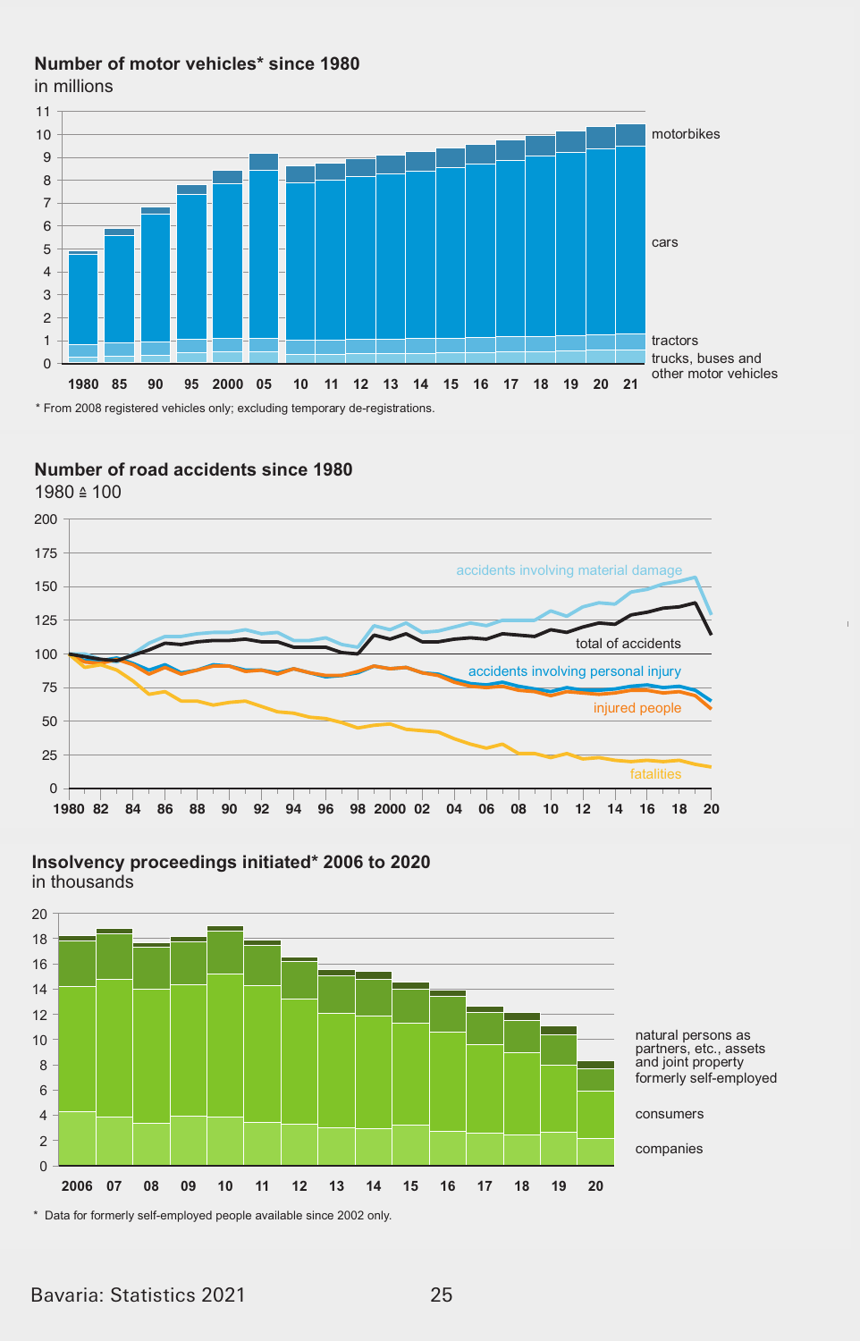## Number of motor vehicles* since 1980

in millions

motorbikes

cars

tractors

trucks, buses and other motor vehicles

1980 85 90 95 2000 05 10 11 12 13 14 15 16 17 18 19 20 21

\* From 2008 registered vehicles only; excluding temporary de-registrations.

## Number of road accidents since 1980

1980 ≙ 100

accidents involving material damage

total of accidents

accidents involving personal injury

injured people

fatalities

## Insolvency proceedings initiated* 2006 to 2020

in thousands

natural persons as partners, etc., assets and joint property

formerly self-employed

consumers

companies

\* Data for formerly self-employed people available since 2002 only.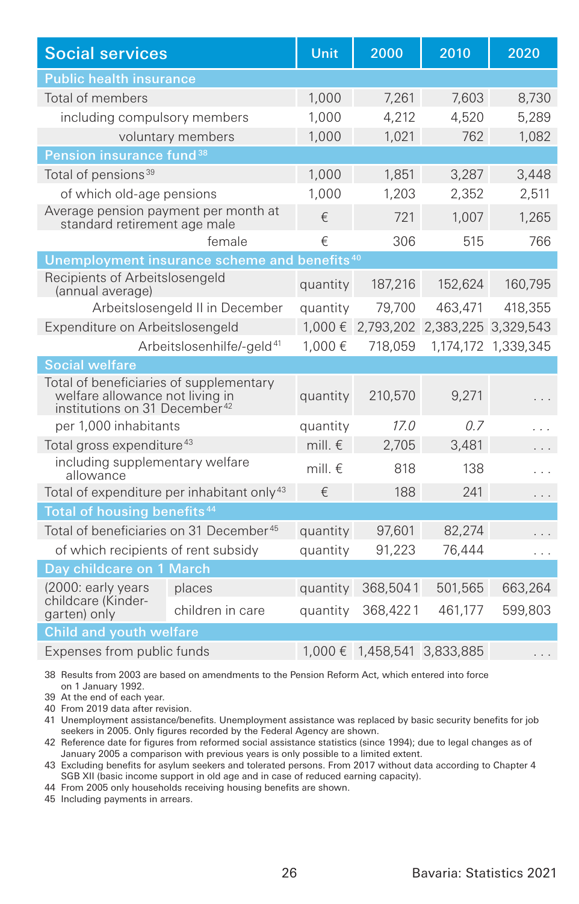| Social services | Unit | 2000 | 2010 | 2020 |
|---|---|---|---|---|
| **Public health insurance** | | | | |
| Total of members | 1,000 | 7,261 | 7,603 | 8,730 |
| including compulsory members | 1,000 | 4,212 | 4,520 | 5,289 |
| voluntary members | 1,000 | 1,021 | 762 | 1,082 |
| **Pension insurance fund** [38] | | | | |
| Total of pensions [39] | 1,000 | 1,851 | 3,287 | 3,448 |
| of which old-age pensions | 1,000 | 1,203 | 2,352 | 2,511 |
| Average pension payment per month at standard retirement age male | € | 721 | 1,007 | 1,265 |
| female | € | 306 | 515 | 766 |
| **Unemployment insurance scheme and benefits** [40] | | | | |
| Recipients of Arbeitslosengeld (annual average) | quantity | 187,216 | 152,624 | 160,795 |
| Arbeitslosengeld II in December | quantity | 79,700 | 463,471 | 418,355 |
| Expenditure on Arbeitslosengeld | 1,000 € | 2,793,202 | 2,383,225 | 3,329,543 |
| Arbeitslosenhilfe/-geld [41] | 1,000 € | 718,059 | 1,174,172 | 1,339,345 |
| **Social welfare** | | | | |
| Total of beneficiaries of supplementary welfare allowance not living in institutions on 31 December [42] | quantity | 210,570 | 9,271 | . . . |
| per 1,000 inhabitants | quantity | *17.0* | *0.7* | . . . |
| Total gross expenditure [43] | mill. € | 2,705 | 3,481 | . . . |
| including supplementary welfare allowance | mill. € | 818 | 138 | . . . |
| Total of expenditure per inhabitant only [43] | € | 188 | 241 | . . . |
| **Total of housing benefits** [44] | | | | |
| Total of beneficiaries on 31 December [45] | quantity | 97,601 | 82,274 | . . . |
| of which recipients of rent subsidy | quantity | 91,223 | 76,444 | . . . |
| **Day childcare on 1 March** | | | | |
| (2000: early years childcare (Kindergarten) only) places | quantity | 368,504[1] | 501,565 | 663,264 |
| children in care | quantity | 368,422[1] | 461,177 | 599,803 |
| **Child and youth welfare** | | | | |
| Expenses from public funds | 1,000 € | 1,458,541 | 3,833,885 | . . . |

38 Results from 2003 are based on amendments to the Pension Reform Act, which entered into force on 1 January 1992.
39 At the end of each year.
40 From 2019 data after revision.
41 Unemployment assistance/benefits. Unemployment assistance was replaced by basic security benefits for job seekers in 2005. Only figures recorded by the Federal Agency are shown.
42 Reference date for figures from reformed social assistance statistics (since 1994); due to legal changes as of January 2005 a comparison with previous years is only possible to a limited extent.
43 Excluding benefits for asylum seekers and tolerated persons. From 2017 without data according to Chapter 4 SGB XII (basic income support in old age and in case of reduced earning capacity).
44 From 2005 only households receiving housing benefits are shown.
45 Including payments in arrears.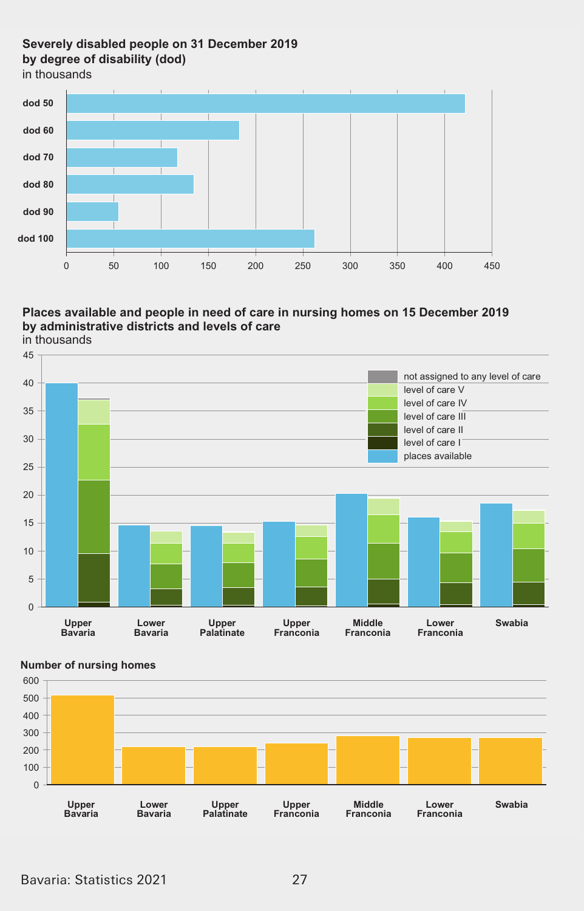**Severely disabled people on 31 December 2019 by degree of disability (dod)**
in thousands

dod 50, dod 60, dod 70, dod 80, dod 90, dod 100

0 50 100 150 200 250 300 350 400 450

**Places available and people in need of care in nursing homes on 15 December 2019 by administrative districts and levels of care**
in thousands

- not assigned to any level of care
- level of care V
- level of care IV
- level of care III
- level of care II
- level of care I
- places available

Upper Bavaria, Lower Bavaria, Upper Palatinate, Upper Franconia, Middle Franconia, Lower Franconia, Swabia

**Number of nursing homes**

Upper Bavaria, Lower Bavaria, Upper Palatinate, Upper Franconia, Middle Franconia, Lower Franconia, Swabia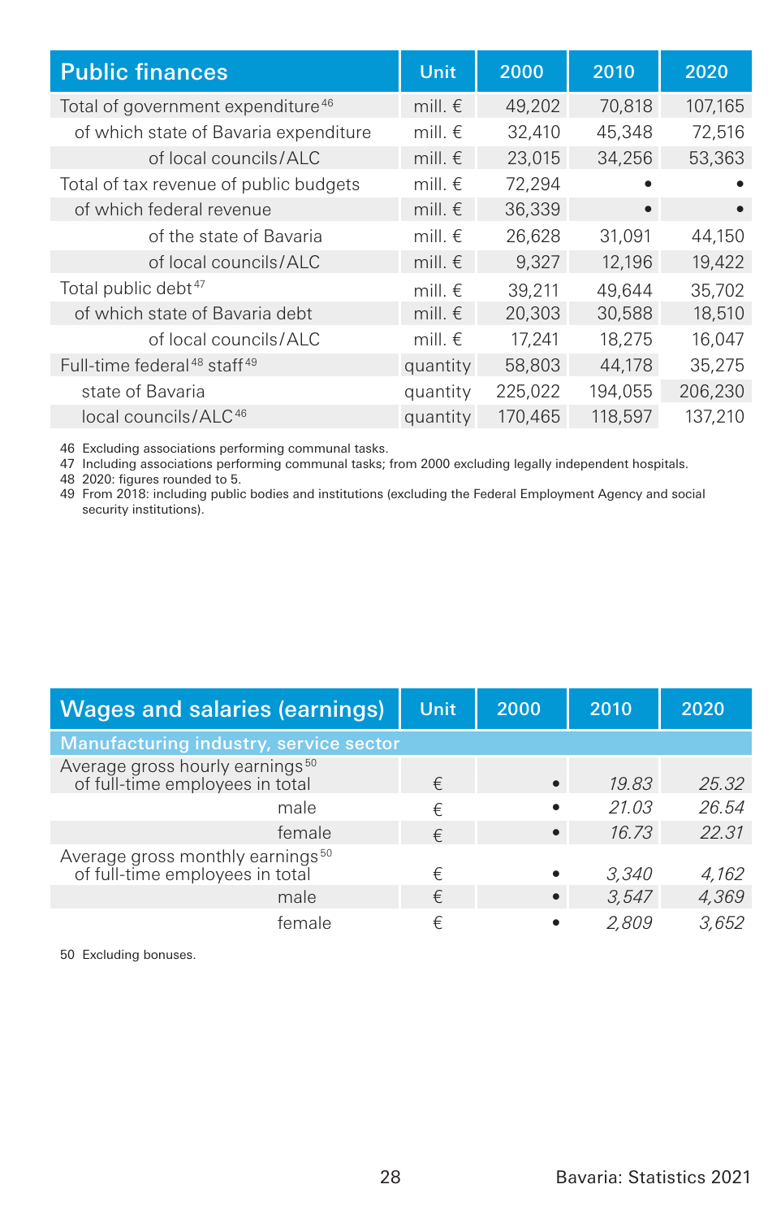| Public finances | Unit | 2000 | 2010 | 2020 |
|---|---|---|---|---|
| Total of government expenditure[46] | mill. € | 49,202 | 70,818 | 107,165 |
| of which state of Bavaria expenditure | mill. € | 32,410 | 45,348 | 72,516 |
| of local councils/ALC | mill. € | 23,015 | 34,256 | 53,363 |
| Total of tax revenue of public budgets | mill. € | 72,294 | • | • |
| of which federal revenue | mill. € | 36,339 | • | • |
| of the state of Bavaria | mill. € | 26,628 | 31,091 | 44,150 |
| of local councils/ALC | mill. € | 9,327 | 12,196 | 19,422 |
| Total public debt[47] | mill. € | 39,211 | 49,644 | 35,702 |
| of which state of Bavaria debt | mill. € | 20,303 | 30,588 | 18,510 |
| of local councils/ALC | mill. € | 17,241 | 18,275 | 16,047 |
| Full-time federal[48] staff[49] | quantity | 58,803 | 44,178 | 35,275 |
| state of Bavaria | quantity | 225,022 | 194,055 | 206,230 |
| local councils/ALC[46] | quantity | 170,465 | 118,597 | 137,210 |

46 Excluding associations performing communal tasks.
47 Including associations performing communal tasks; from 2000 excluding legally independent hospitals.
48 2020: figures rounded to 5.
49 From 2018: including public bodies and institutions (excluding the Federal Employment Agency and social security institutions).

| Wages and salaries (earnings) | Unit | 2000 | 2010 | 2020 |
|---|---|---|---|---|
| **Manufacturing industry, service sector** | | | | |
| Average gross hourly earnings[50] of full-time employees in total | € | • | *19.83* | *25.32* |
| male | € | • | *21.03* | *26.54* |
| female | € | • | *16.73* | *22.31* |
| Average gross monthly earnings[50] of full-time employees in total | € | • | *3,340* | *4,162* |
| male | € | • | *3,547* | *4,369* |
| female | € | • | *2,809* | *3,652* |

50 Excluding bonuses.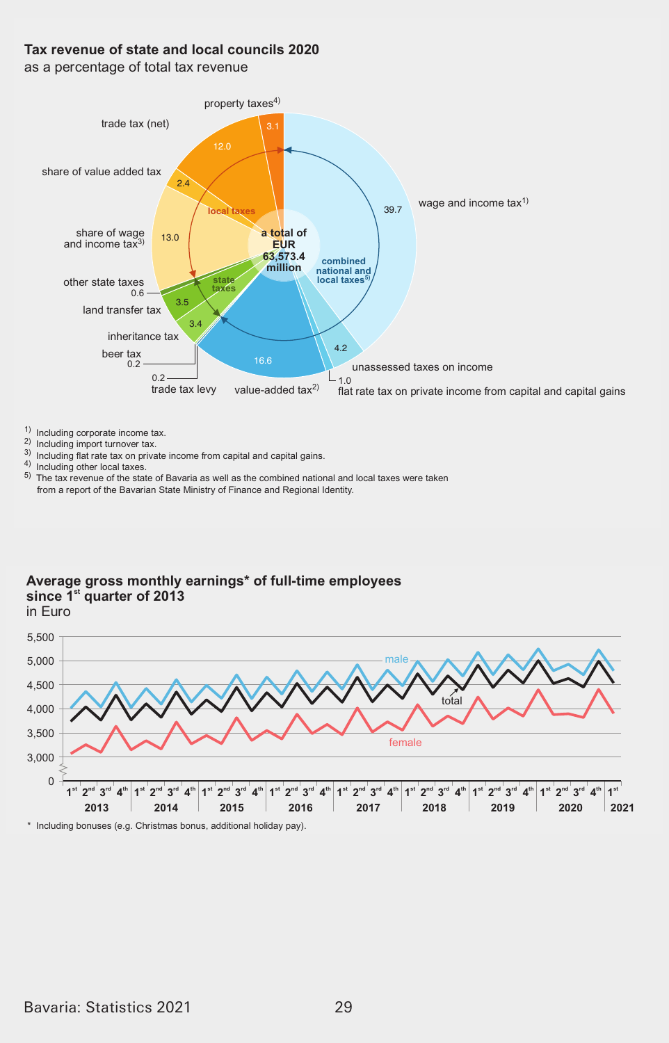## Tax revenue of state and local councils 2020

as a percentage of total tax revenue

a total of EUR 63,573.4 million

| Category | Item | % |
|---|---|---|
| local taxes | property taxes[4] | 3.1 |
| local taxes | trade tax (net) | 12.0 |
| local taxes | share of value added tax | 2.4 |
| local taxes | share of wage and income tax[3] | 13.0 |
| state taxes | other state taxes | 0.6 |
| state taxes | land transfer tax | 3.5 |
| state taxes | inheritance tax | 3.4 |
| state taxes | beer tax | 0.2 |
| state taxes | trade tax levy | 0.2 |
| combined national and local taxes[5] | value-added tax[2] | 16.6 |
| combined national and local taxes[5] | flat rate tax on private income from capital and capital gains | 1.0 |
| combined national and local taxes[5] | unassessed taxes on income | 4.2 |
| combined national and local taxes[5] | wage and income tax[1] | 39.7 |

1) Including corporate income tax.
2) Including import turnover tax.
3) Including flat rate tax on private income from capital and capital gains.
4) Including other local taxes.
5) The tax revenue of the state of Bavaria as well as the combined national and local taxes were taken from a report of the Bavarian State Ministry of Finance and Regional Identity.

## Average gross monthly earnings* of full-time employees since 1st quarter of 2013

in Euro

Line chart with series: male, total, female; quarterly from 1st quarter 2013 to 1st quarter 2021; y-axis 0 to 5,500 (3,000; 3,500; 4,000; 4,500; 5,000; 5,500).

\* Including bonuses (e.g. Christmas bonus, additional holiday pay).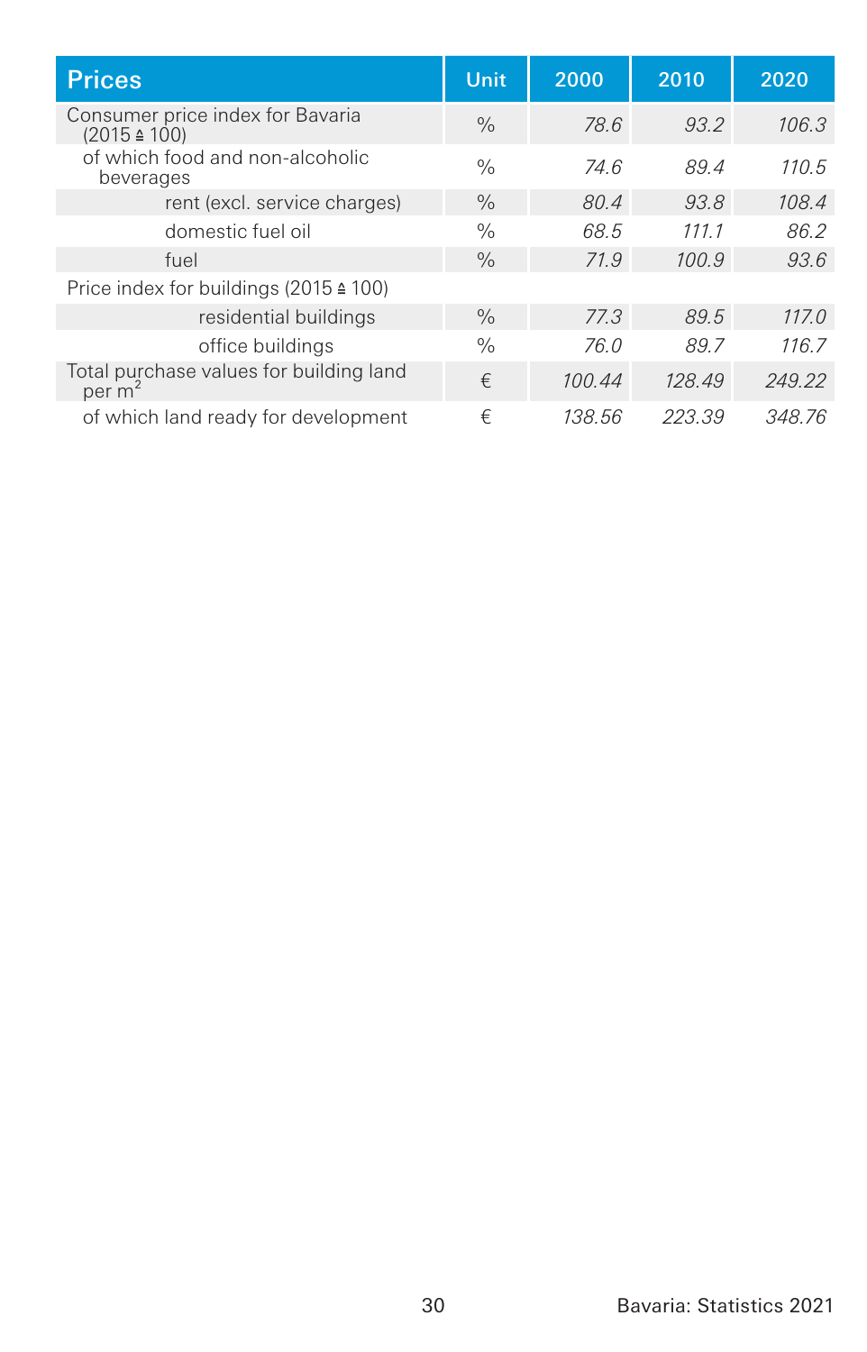| Prices | Unit | 2000 | 2010 | 2020 |
|---|---|---|---|---|
| Consumer price index for Bavaria (2015 ≙ 100) | % | *78.6* | *93.2* | *106.3* |
| of which food and non-alcoholic beverages | % | *74.6* | *89.4* | *110.5* |
| rent (excl. service charges) | % | *80.4* | *93.8* | *108.4* |
| domestic fuel oil | % | *68.5* | *111.1* | *86.2* |
| fuel | % | *71.9* | *100.9* | *93.6* |
| Price index for buildings (2015 ≙ 100) | | | | |
| residential buildings | % | *77.3* | *89.5* | *117.0* |
| office buildings | % | *76.0* | *89.7* | *116.7* |
| Total purchase values for building land per $m^2$ | € | *100.44* | *128.49* | *249.22* |
| of which land ready for development | € | *138.56* | *223.39* | *348.76* |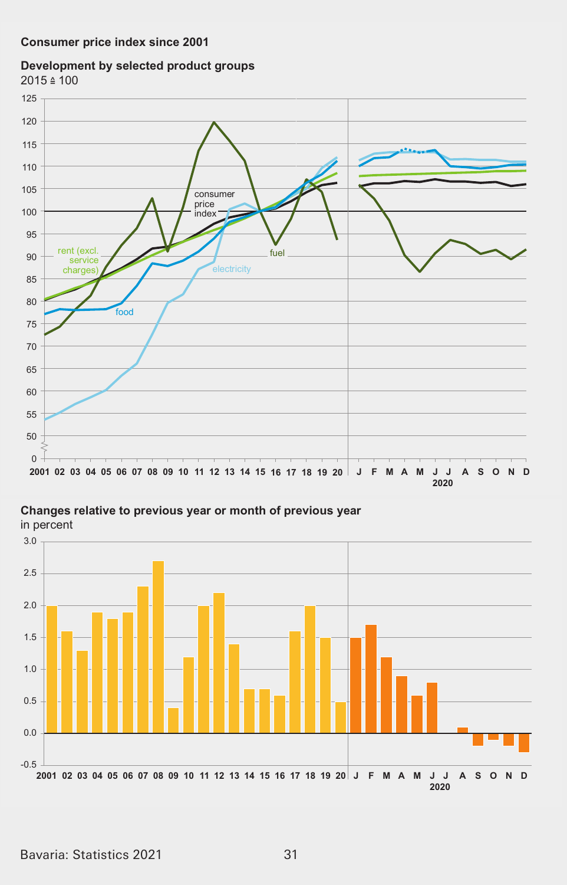## Consumer price index since 2001

### Development by selected product groups

2015 ≙ 100

### Changes relative to previous year or month of previous year

in percent

| Year | Change |
|---|---|
| 2001 | 2.0 |
| 02 | 1.6 |
| 03 | 1.3 |
| 04 | 1.9 |
| 05 | 1.8 |
| 06 | 1.9 |
| 07 | 2.3 |
| 08 | 2.7 |
| 09 | 0.4 |
| 10 | 1.2 |
| 11 | 2.0 |
| 12 | 2.2 |
| 13 | 1.4 |
| 14 | 0.7 |
| 15 | 0.7 |
| 16 | 0.6 |
| 17 | 1.6 |
| 18 | 2.0 |
| 19 | 1.5 |
| 20 | 0.5 |

| 2020 | Change |
|---|---|
| J | 1.5 |
| F | 1.7 |
| M | 1.2 |
| A | 0.9 |
| M | 0.6 |
| J | 0.8 |
| J | 0.0 |
| A | 0.1 |
| S | -0.2 |
| O | -0.1 |
| N | -0.2 |
| D | -0.3 |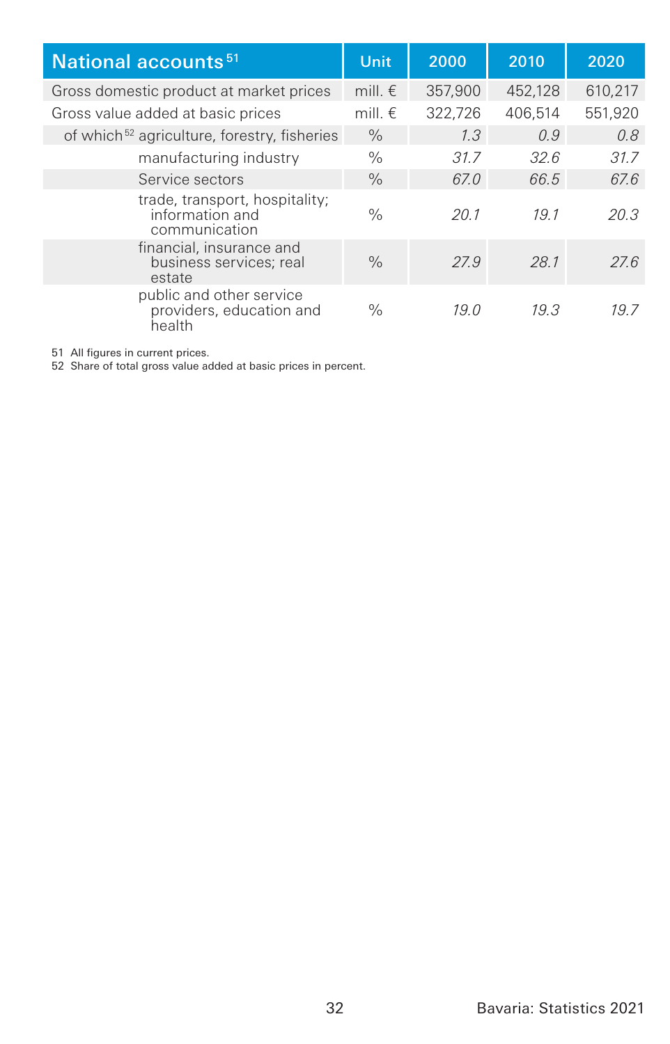| National accounts[51] | Unit | 2000 | 2010 | 2020 |
|---|---|---|---|---|
| Gross domestic product at market prices | mill. € | 357,900 | 452,128 | 610,217 |
| Gross value added at basic prices | mill. € | 322,726 | 406,514 | 551,920 |
| of which[52] agriculture, forestry, fisheries | % | *1.3* | *0.9* | *0.8* |
| manufacturing industry | % | *31.7* | *32.6* | *31.7* |
| Service sectors | % | *67.0* | *66.5* | *67.6* |
| trade, transport, hospitality; information and communication | % | *20.1* | *19.1* | *20.3* |
| financial, insurance and business services; real estate | % | *27.9* | *28.1* | *27.6* |
| public and other service providers, education and health | % | *19.0* | *19.3* | *19.7* |

51 All figures in current prices.
52 Share of total gross value added at basic prices in percent.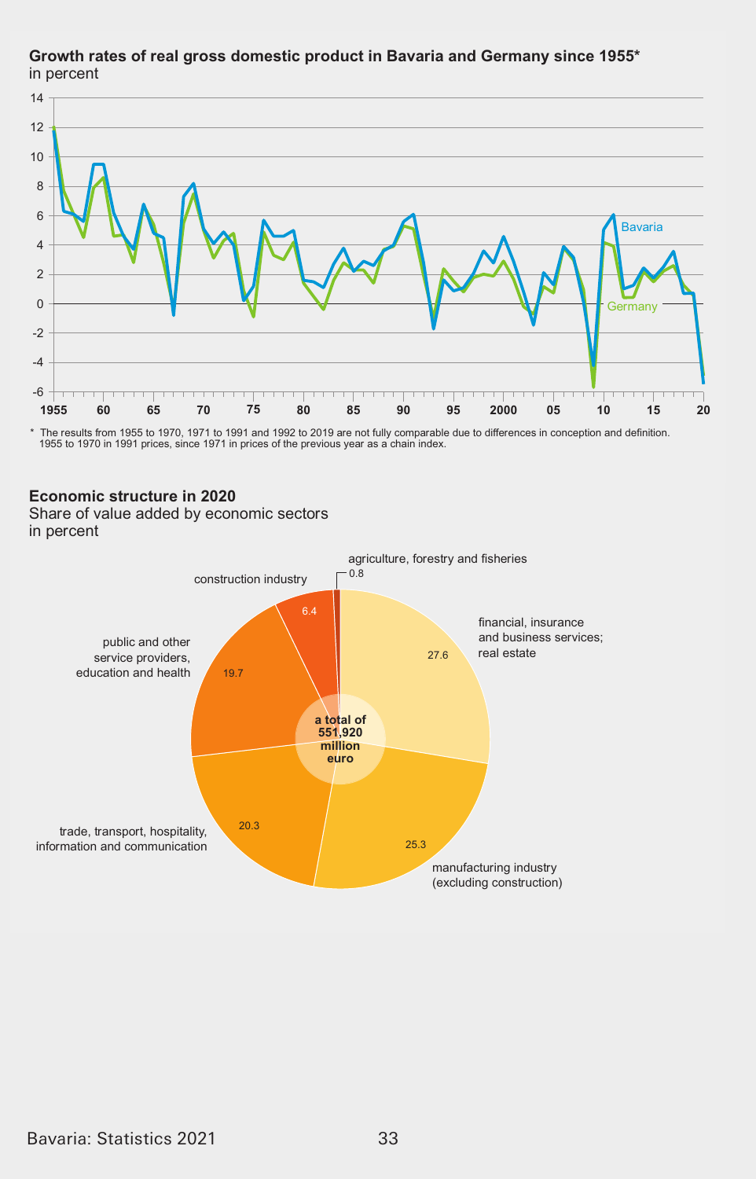**Growth rates of real gross domestic product in Bavaria and Germany since 1955***
in percent

14
12
10
8
6
4
2
0
-2
-4
-6

1955 60 65 70 75 80 85 90 95 2000 05 10 15 20

Bavaria

Germany

* The results from 1955 to 1970, 1971 to 1991 and 1992 to 2019 are not fully comparable due to differences in conception and definition. 1955 to 1970 in 1991 prices, since 1971 in prices of the previous year as a chain index.

**Economic structure in 2020**
Share of value added by economic sectors
in percent

a total of 551,920 million euro

| Sector | Share |
|---|---|
| agriculture, forestry and fisheries | 0.8 |
| construction industry | 6.4 |
| financial, insurance and business services; real estate | 27.6 |
| public and other service providers, education and health | 19.7 |
| trade, transport, hospitality, information and communication | 20.3 |
| manufacturing industry (excluding construction) | 25.3 |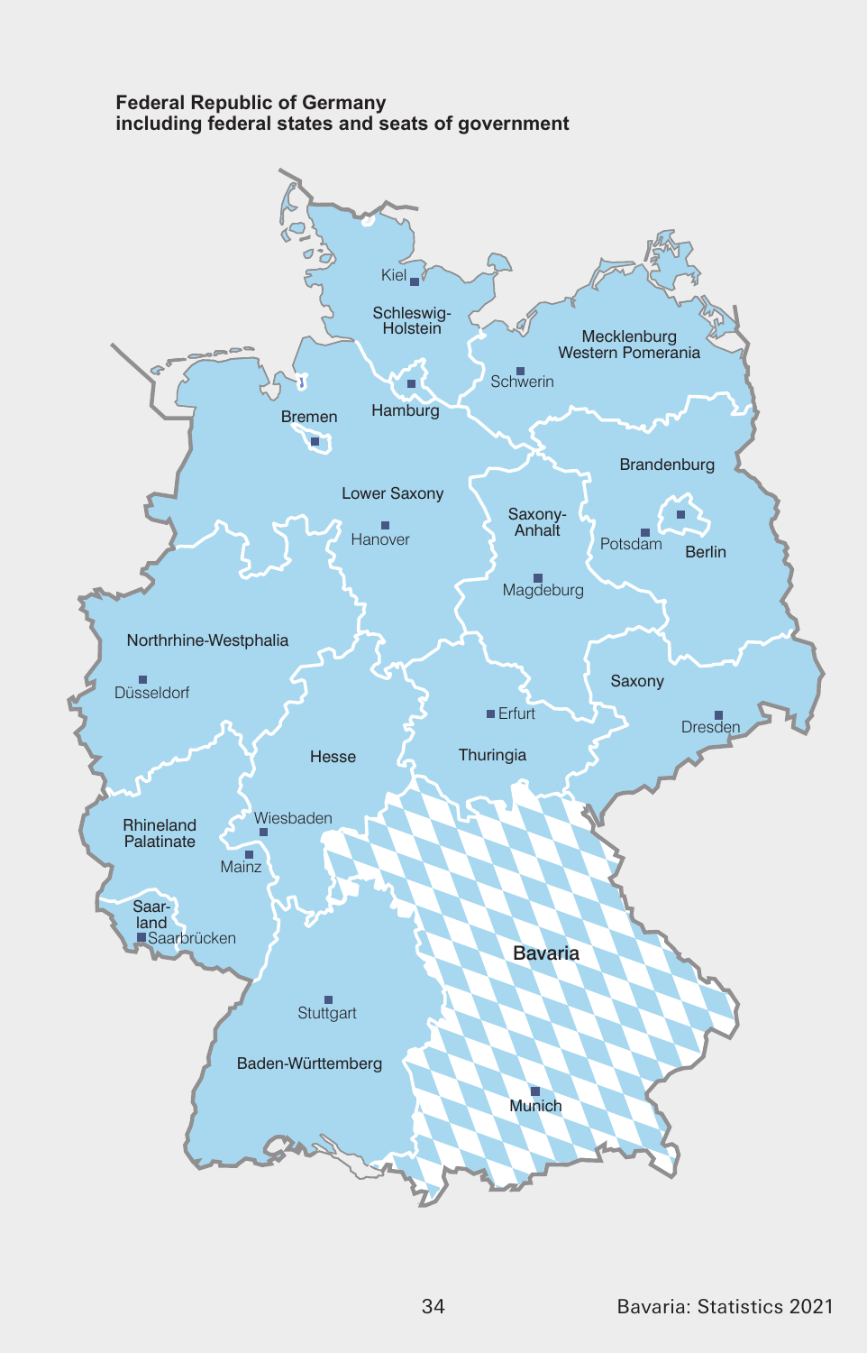**Federal Republic of Germany**
**including federal states and seats of government**

Kiel
Schleswig-Holstein
Mecklenburg Western Pomerania
Schwerin
Hamburg
Bremen
Lower Saxony
Hanover
Brandenburg
Saxony-Anhalt
Potsdam
Berlin
Magdeburg
Northrhine-Westphalia
Düsseldorf
Saxony
Erfurt
Dresden
Hesse
Thuringia
Rhineland Palatinate
Wiesbaden
Mainz
Saar-land
Saarbrücken
Bavaria
Stuttgart
Baden-Württemberg
Munich